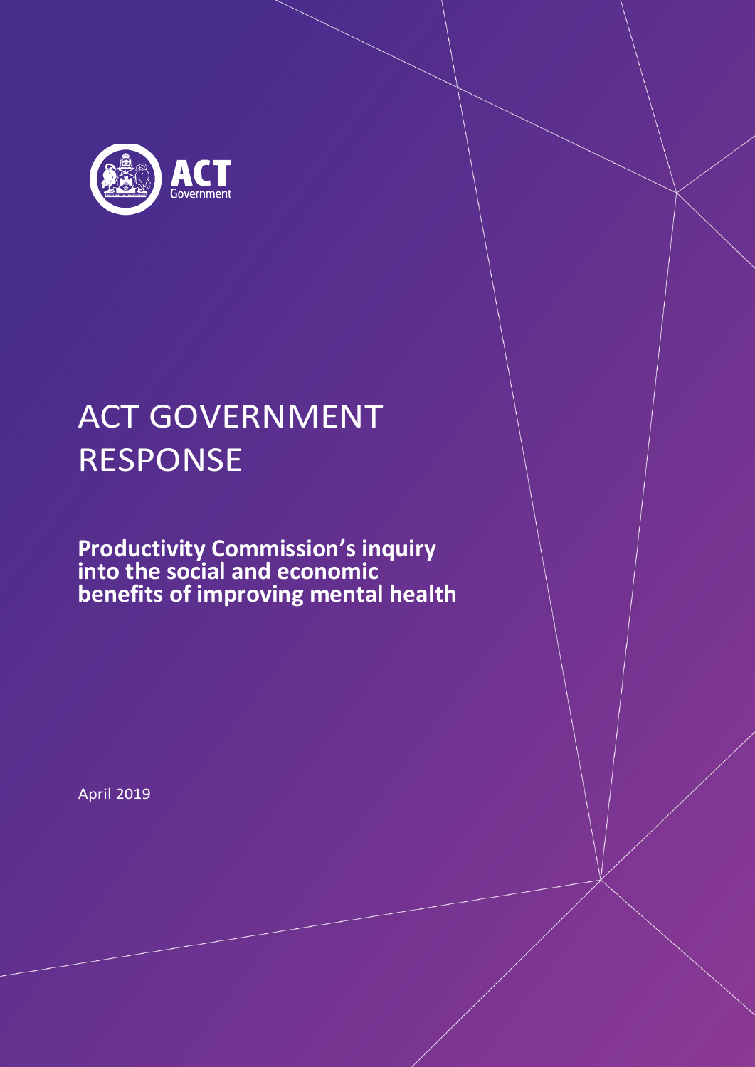ACT Government

# ACT GOVERNMENT RESPONSE

**Productivity Commission's inquiry into the social and economic benefits of improving mental health**

April 2019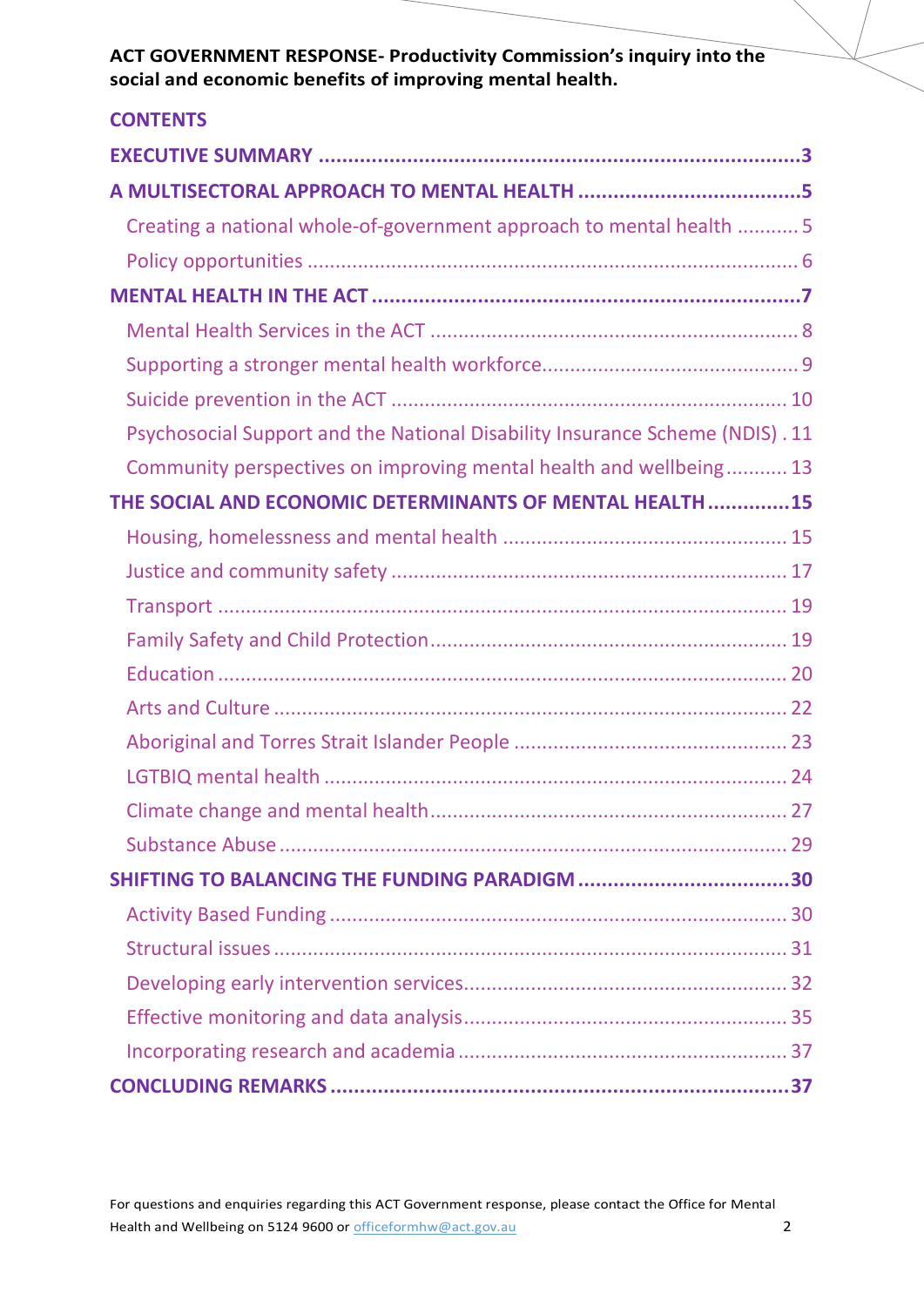**ACT GOVERNMENT RESPONSE- Productivity Commission's inquiry into the social and economic benefits of improving mental health.**

## CONTENTS

**EXECUTIVE SUMMARY ..... 3**

**A MULTISECTORAL APPROACH TO MENTAL HEALTH ..... 5**

- Creating a national whole-of-government approach to mental health ..... 5
- Policy opportunities ..... 6

**MENTAL HEALTH IN THE ACT ..... 7**

- Mental Health Services in the ACT ..... 8
- Supporting a stronger mental health workforce ..... 9
- Suicide prevention in the ACT ..... 10
- Psychosocial Support and the National Disability Insurance Scheme (NDIS) ..... 11
- Community perspectives on improving mental health and wellbeing ..... 13

**THE SOCIAL AND ECONOMIC DETERMINANTS OF MENTAL HEALTH ..... 15**

- Housing, homelessness and mental health ..... 15
- Justice and community safety ..... 17
- Transport ..... 19
- Family Safety and Child Protection ..... 19
- Education ..... 20
- Arts and Culture ..... 22
- Aboriginal and Torres Strait Islander People ..... 23
- LGTBIQ mental health ..... 24
- Climate change and mental health ..... 27
- Substance Abuse ..... 29

**SHIFTING TO BALANCING THE FUNDING PARADIGM ..... 30**

- Activity Based Funding ..... 30
- Structural issues ..... 31
- Developing early intervention services ..... 32
- Effective monitoring and data analysis ..... 35
- Incorporating research and academia ..... 37

**CONCLUDING REMARKS ..... 37**

For questions and enquiries regarding this ACT Government response, please contact the Office for Mental Health and Wellbeing on 5124 9600 or officeformhw@act.gov.au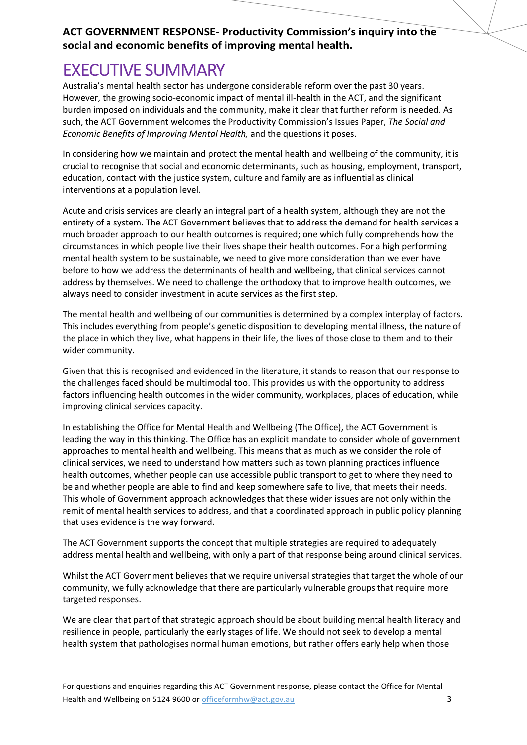**ACT GOVERNMENT RESPONSE- Productivity Commission's inquiry into the social and economic benefits of improving mental health.**

# EXECUTIVE SUMMARY

Australia's mental health sector has undergone considerable reform over the past 30 years. However, the growing socio-economic impact of mental ill-health in the ACT, and the significant burden imposed on individuals and the community, make it clear that further reform is needed. As such, the ACT Government welcomes the Productivity Commission's Issues Paper, *The Social and Economic Benefits of Improving Mental Health,* and the questions it poses.

In considering how we maintain and protect the mental health and wellbeing of the community, it is crucial to recognise that social and economic determinants, such as housing, employment, transport, education, contact with the justice system, culture and family are as influential as clinical interventions at a population level.

Acute and crisis services are clearly an integral part of a health system, although they are not the entirety of a system. The ACT Government believes that to address the demand for health services a much broader approach to our health outcomes is required; one which fully comprehends how the circumstances in which people live their lives shape their health outcomes. For a high performing mental health system to be sustainable, we need to give more consideration than we ever have before to how we address the determinants of health and wellbeing, that clinical services cannot address by themselves. We need to challenge the orthodoxy that to improve health outcomes, we always need to consider investment in acute services as the first step.

The mental health and wellbeing of our communities is determined by a complex interplay of factors. This includes everything from people's genetic disposition to developing mental illness, the nature of the place in which they live, what happens in their life, the lives of those close to them and to their wider community.

Given that this is recognised and evidenced in the literature, it stands to reason that our response to the challenges faced should be multimodal too. This provides us with the opportunity to address factors influencing health outcomes in the wider community, workplaces, places of education, while improving clinical services capacity.

In establishing the Office for Mental Health and Wellbeing (The Office), the ACT Government is leading the way in this thinking. The Office has an explicit mandate to consider whole of government approaches to mental health and wellbeing. This means that as much as we consider the role of clinical services, we need to understand how matters such as town planning practices influence health outcomes, whether people can use accessible public transport to get to where they need to be and whether people are able to find and keep somewhere safe to live, that meets their needs. This whole of Government approach acknowledges that these wider issues are not only within the remit of mental health services to address, and that a coordinated approach in public policy planning that uses evidence is the way forward.

The ACT Government supports the concept that multiple strategies are required to adequately address mental health and wellbeing, with only a part of that response being around clinical services.

Whilst the ACT Government believes that we require universal strategies that target the whole of our community, we fully acknowledge that there are particularly vulnerable groups that require more targeted responses.

We are clear that part of that strategic approach should be about building mental health literacy and resilience in people, particularly the early stages of life. We should not seek to develop a mental health system that pathologises normal human emotions, but rather offers early help when those

For questions and enquiries regarding this ACT Government response, please contact the Office for Mental Health and Wellbeing on 5124 9600 or officeformhw@act.gov.au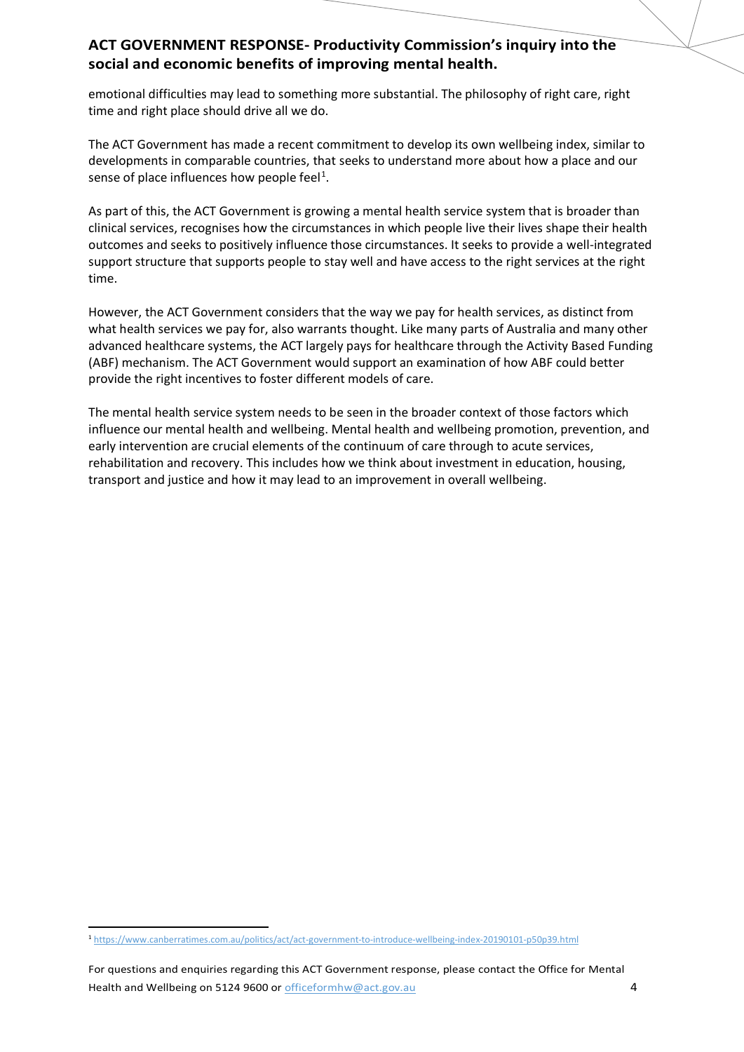emotional difficulties may lead to something more substantial. The philosophy of right care, right time and right place should drive all we do.

The ACT Government has made a recent commitment to develop its own wellbeing index, similar to developments in comparable countries, that seeks to understand more about how a place and our sense of place influences how people feel[1].

As part of this, the ACT Government is growing a mental health service system that is broader than clinical services, recognises how the circumstances in which people live their lives shape their health outcomes and seeks to positively influence those circumstances. It seeks to provide a well-integrated support structure that supports people to stay well and have access to the right services at the right time.

However, the ACT Government considers that the way we pay for health services, as distinct from what health services we pay for, also warrants thought. Like many parts of Australia and many other advanced healthcare systems, the ACT largely pays for healthcare through the Activity Based Funding (ABF) mechanism. The ACT Government would support an examination of how ABF could better provide the right incentives to foster different models of care.

The mental health service system needs to be seen in the broader context of those factors which influence our mental health and wellbeing. Mental health and wellbeing promotion, prevention, and early intervention are crucial elements of the continuum of care through to acute services, rehabilitation and recovery. This includes how we think about investment in education, housing, transport and justice and how it may lead to an improvement in overall wellbeing.

[1] https://www.canberratimes.com.au/politics/act/act-government-to-introduce-wellbeing-index-20190101-p50p39.html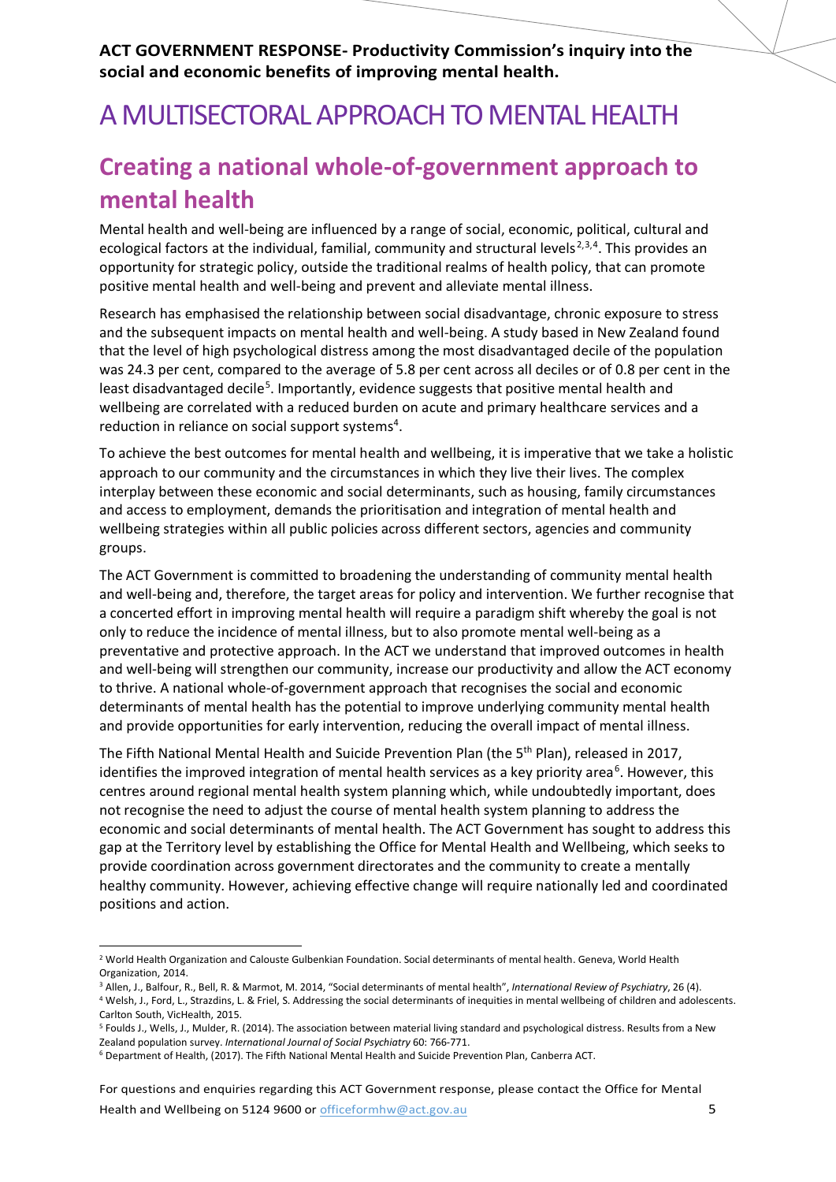# A MULTISECTORAL APPROACH TO MENTAL HEALTH

## Creating a national whole-of-government approach to mental health

Mental health and well-being are influenced by a range of social, economic, political, cultural and ecological factors at the individual, familial, community and structural levels[2,3,4]. This provides an opportunity for strategic policy, outside the traditional realms of health policy, that can promote positive mental health and well-being and prevent and alleviate mental illness.

Research has emphasised the relationship between social disadvantage, chronic exposure to stress and the subsequent impacts on mental health and well-being. A study based in New Zealand found that the level of high psychological distress among the most disadvantaged decile of the population was 24.3 per cent, compared to the average of 5.8 per cent across all deciles or of 0.8 per cent in the least disadvantaged decile[5]. Importantly, evidence suggests that positive mental health and wellbeing are correlated with a reduced burden on acute and primary healthcare services and a reduction in reliance on social support systems[4].

To achieve the best outcomes for mental health and wellbeing, it is imperative that we take a holistic approach to our community and the circumstances in which they live their lives. The complex interplay between these economic and social determinants, such as housing, family circumstances and access to employment, demands the prioritisation and integration of mental health and wellbeing strategies within all public policies across different sectors, agencies and community groups.

The ACT Government is committed to broadening the understanding of community mental health and well-being and, therefore, the target areas for policy and intervention. We further recognise that a concerted effort in improving mental health will require a paradigm shift whereby the goal is not only to reduce the incidence of mental illness, but to also promote mental well-being as a preventative and protective approach. In the ACT we understand that improved outcomes in health and well-being will strengthen our community, increase our productivity and allow the ACT economy to thrive. A national whole-of-government approach that recognises the social and economic determinants of mental health has the potential to improve underlying community mental health and provide opportunities for early intervention, reducing the overall impact of mental illness.

The Fifth National Mental Health and Suicide Prevention Plan (the 5th Plan), released in 2017, identifies the improved integration of mental health services as a key priority area[6]. However, this centres around regional mental health system planning which, while undoubtedly important, does not recognise the need to adjust the course of mental health system planning to address the economic and social determinants of mental health. The ACT Government has sought to address this gap at the Territory level by establishing the Office for Mental Health and Wellbeing, which seeks to provide coordination across government directorates and the community to create a mentally healthy community. However, achieving effective change will require nationally led and coordinated positions and action.

---

[2] World Health Organization and Calouste Gulbenkian Foundation. Social determinants of mental health. Geneva, World Health Organization, 2014.

[3] Allen, J., Balfour, R., Bell, R. & Marmot, M. 2014, "Social determinants of mental health", *International Review of Psychiatry*, 26 (4).

[4] Welsh, J., Ford, L., Strazdins, L. & Friel, S. Addressing the social determinants of inequities in mental wellbeing of children and adolescents. Carlton South, VicHealth, 2015.

[5] Foulds J., Wells, J., Mulder, R. (2014). The association between material living standard and psychological distress. Results from a New Zealand population survey. *International Journal of Social Psychiatry* 60: 766-771.

[6] Department of Health, (2017). The Fifth National Mental Health and Suicide Prevention Plan, Canberra ACT.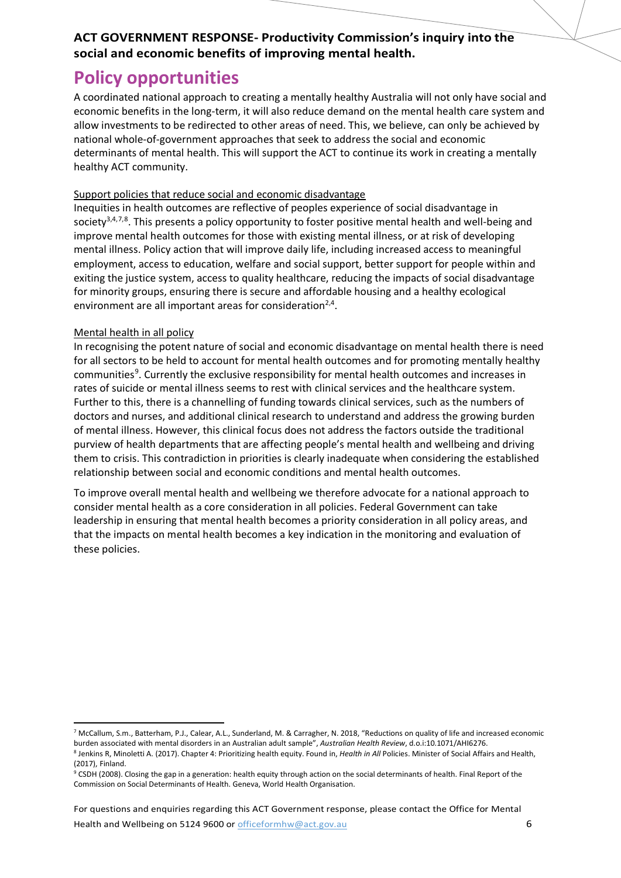## Policy opportunities

A coordinated national approach to creating a mentally healthy Australia will not only have social and economic benefits in the long-term, it will also reduce demand on the mental health care system and allow investments to be redirected to other areas of need. This, we believe, can only be achieved by national whole-of-government approaches that seek to address the social and economic determinants of mental health. This will support the ACT to continue its work in creating a mentally healthy ACT community.

### Support policies that reduce social and economic disadvantage

Inequities in health outcomes are reflective of peoples experience of social disadvantage in society[3,4,7,8]. This presents a policy opportunity to foster positive mental health and well-being and improve mental health outcomes for those with existing mental illness, or at risk of developing mental illness. Policy action that will improve daily life, including increased access to meaningful employment, access to education, welfare and social support, better support for people within and exiting the justice system, access to quality healthcare, reducing the impacts of social disadvantage for minority groups, ensuring there is secure and affordable housing and a healthy ecological environment are all important areas for consideration[2,4].

### Mental health in all policy

In recognising the potent nature of social and economic disadvantage on mental health there is need for all sectors to be held to account for mental health outcomes and for promoting mentally healthy communities[9]. Currently the exclusive responsibility for mental health outcomes and increases in rates of suicide or mental illness seems to rest with clinical services and the healthcare system. Further to this, there is a channelling of funding towards clinical services, such as the numbers of doctors and nurses, and additional clinical research to understand and address the growing burden of mental illness. However, this clinical focus does not address the factors outside the traditional purview of health departments that are affecting people's mental health and wellbeing and driving them to crisis. This contradiction in priorities is clearly inadequate when considering the established relationship between social and economic conditions and mental health outcomes.

To improve overall mental health and wellbeing we therefore advocate for a national approach to consider mental health as a core consideration in all policies. Federal Government can take leadership in ensuring that mental health becomes a priority consideration in all policy areas, and that the impacts on mental health becomes a key indication in the monitoring and evaluation of these policies.

---

[7] McCallum, S.m., Batterham, P.J., Calear, A.L., Sunderland, M. & Carragher, N. 2018, "Reductions on quality of life and increased economic burden associated with mental disorders in an Australian adult sample", *Australian Health Review*, d.o.i:10.1071/AHI6276.

[8] Jenkins R, Minoletti A. (2017). Chapter 4: Prioritizing health equity. Found in, *Health in All* Policies. Minister of Social Affairs and Health, (2017), Finland.

[9] CSDH (2008). Closing the gap in a generation: health equity through action on the social determinants of health. Final Report of the Commission on Social Determinants of Health. Geneva, World Health Organisation.

For questions and enquiries regarding this ACT Government response, please contact the Office for Mental Health and Wellbeing on 5124 9600 or officeformhw@act.gov.au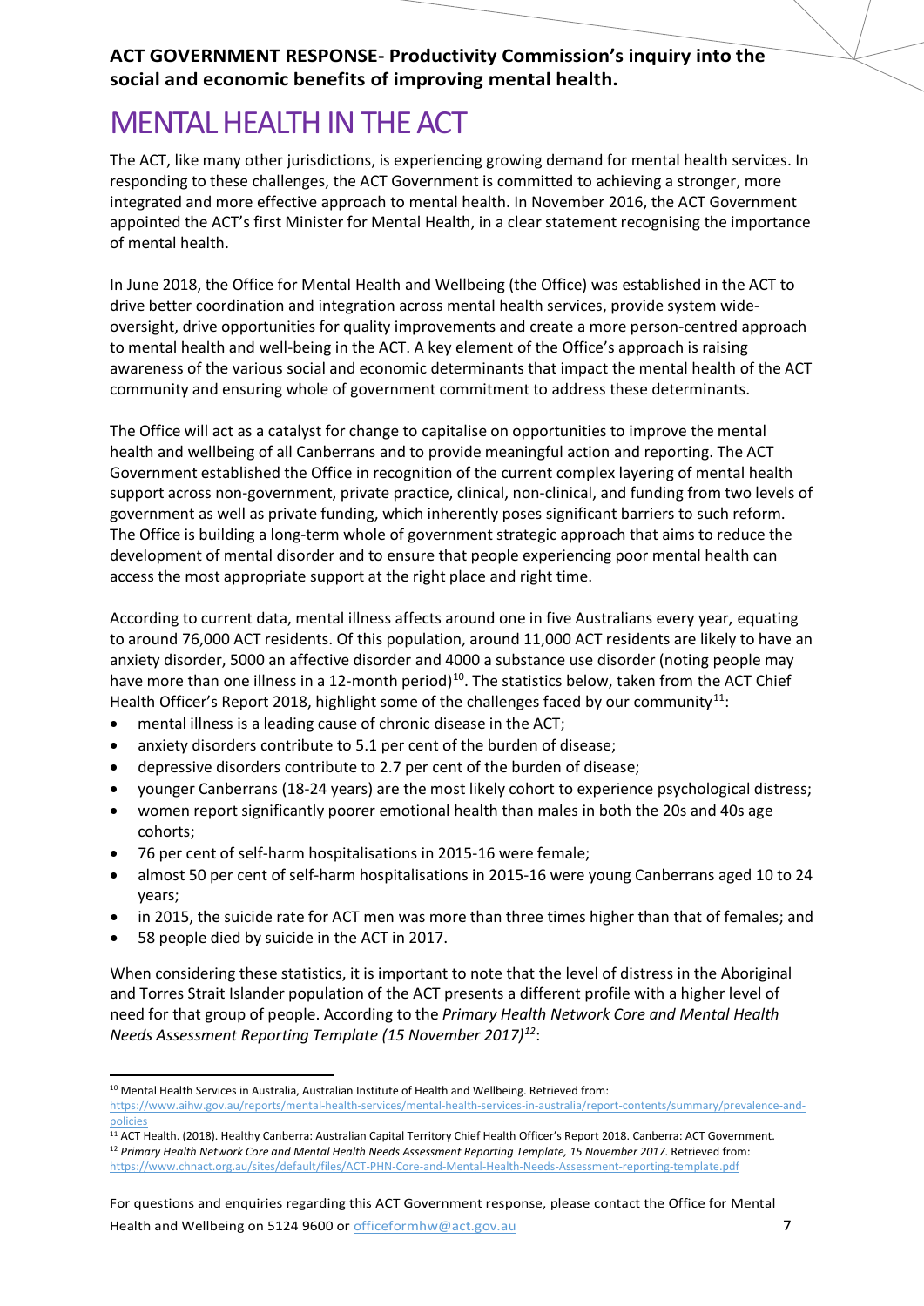# MENTAL HEALTH IN THE ACT

The ACT, like many other jurisdictions, is experiencing growing demand for mental health services. In responding to these challenges, the ACT Government is committed to achieving a stronger, more integrated and more effective approach to mental health. In November 2016, the ACT Government appointed the ACT's first Minister for Mental Health, in a clear statement recognising the importance of mental health.

In June 2018, the Office for Mental Health and Wellbeing (the Office) was established in the ACT to drive better coordination and integration across mental health services, provide system wide-oversight, drive opportunities for quality improvements and create a more person-centred approach to mental health and well-being in the ACT. A key element of the Office's approach is raising awareness of the various social and economic determinants that impact the mental health of the ACT community and ensuring whole of government commitment to address these determinants.

The Office will act as a catalyst for change to capitalise on opportunities to improve the mental health and wellbeing of all Canberrans and to provide meaningful action and reporting. The ACT Government established the Office in recognition of the current complex layering of mental health support across non-government, private practice, clinical, non-clinical, and funding from two levels of government as well as private funding, which inherently poses significant barriers to such reform. The Office is building a long-term whole of government strategic approach that aims to reduce the development of mental disorder and to ensure that people experiencing poor mental health can access the most appropriate support at the right place and right time.

According to current data, mental illness affects around one in five Australians every year, equating to around 76,000 ACT residents. Of this population, around 11,000 ACT residents are likely to have an anxiety disorder, 5000 an affective disorder and 4000 a substance use disorder (noting people may have more than one illness in a 12-month period)[10]. The statistics below, taken from the ACT Chief Health Officer's Report 2018, highlight some of the challenges faced by our community[11]:

- mental illness is a leading cause of chronic disease in the ACT;
- anxiety disorders contribute to 5.1 per cent of the burden of disease;
- depressive disorders contribute to 2.7 per cent of the burden of disease;
- younger Canberrans (18-24 years) are the most likely cohort to experience psychological distress;
- women report significantly poorer emotional health than males in both the 20s and 40s age cohorts;
- 76 per cent of self-harm hospitalisations in 2015-16 were female;
- almost 50 per cent of self-harm hospitalisations in 2015-16 were young Canberrans aged 10 to 24 years;
- in 2015, the suicide rate for ACT men was more than three times higher than that of females; and
- 58 people died by suicide in the ACT in 2017.

When considering these statistics, it is important to note that the level of distress in the Aboriginal and Torres Strait Islander population of the ACT presents a different profile with a higher level of need for that group of people. According to the *Primary Health Network Core and Mental Health Needs Assessment Reporting Template (15 November 2017)*[12]:

---

[10] Mental Health Services in Australia, Australian Institute of Health and Wellbeing. Retrieved from: https://www.aihw.gov.au/reports/mental-health-services/mental-health-services-in-australia/report-contents/summary/prevalence-and-policies

[11] ACT Health. (2018). Healthy Canberra: Australian Capital Territory Chief Health Officer's Report 2018. Canberra: ACT Government.

[12] *Primary Health Network Core and Mental Health Needs Assessment Reporting Template, 15 November 2017*. Retrieved from: https://www.chnact.org.au/sites/default/files/ACT-PHN-Core-and-Mental-Health-Needs-Assessment-reporting-template.pdf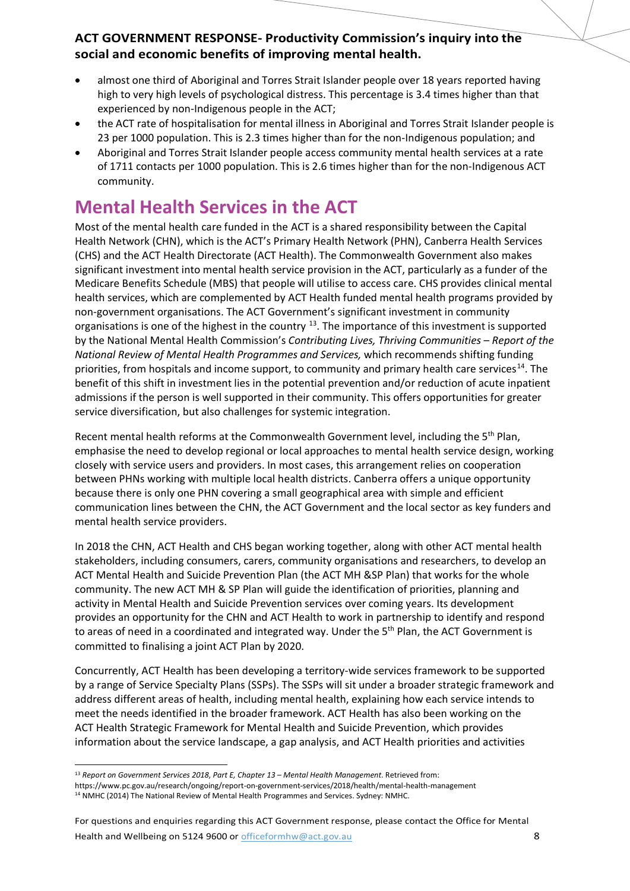- almost one third of Aboriginal and Torres Strait Islander people over 18 years reported having high to very high levels of psychological distress. This percentage is 3.4 times higher than that experienced by non-Indigenous people in the ACT;
- the ACT rate of hospitalisation for mental illness in Aboriginal and Torres Strait Islander people is 23 per 1000 population. This is 2.3 times higher than for the non-Indigenous population; and
- Aboriginal and Torres Strait Islander people access community mental health services at a rate of 1711 contacts per 1000 population. This is 2.6 times higher than for the non-Indigenous ACT community.

# Mental Health Services in the ACT

Most of the mental health care funded in the ACT is a shared responsibility between the Capital Health Network (CHN), which is the ACT's Primary Health Network (PHN), Canberra Health Services (CHS) and the ACT Health Directorate (ACT Health). The Commonwealth Government also makes significant investment into mental health service provision in the ACT, particularly as a funder of the Medicare Benefits Schedule (MBS) that people will utilise to access care. CHS provides clinical mental health services, which are complemented by ACT Health funded mental health programs provided by non-government organisations. The ACT Government's significant investment in community organisations is one of the highest in the country [13]. The importance of this investment is supported by the National Mental Health Commission's *Contributing Lives, Thriving Communities – Report of the National Review of Mental Health Programmes and Services,* which recommends shifting funding priorities, from hospitals and income support, to community and primary health care services[14]. The benefit of this shift in investment lies in the potential prevention and/or reduction of acute inpatient admissions if the person is well supported in their community. This offers opportunities for greater service diversification, but also challenges for systemic integration.

Recent mental health reforms at the Commonwealth Government level, including the 5th Plan, emphasise the need to develop regional or local approaches to mental health service design, working closely with service users and providers. In most cases, this arrangement relies on cooperation between PHNs working with multiple local health districts. Canberra offers a unique opportunity because there is only one PHN covering a small geographical area with simple and efficient communication lines between the CHN, the ACT Government and the local sector as key funders and mental health service providers.

In 2018 the CHN, ACT Health and CHS began working together, along with other ACT mental health stakeholders, including consumers, carers, community organisations and researchers, to develop an ACT Mental Health and Suicide Prevention Plan (the ACT MH &SP Plan) that works for the whole community. The new ACT MH & SP Plan will guide the identification of priorities, planning and activity in Mental Health and Suicide Prevention services over coming years. Its development provides an opportunity for the CHN and ACT Health to work in partnership to identify and respond to areas of need in a coordinated and integrated way. Under the 5th Plan, the ACT Government is committed to finalising a joint ACT Plan by 2020.

Concurrently, ACT Health has been developing a territory-wide services framework to be supported by a range of Service Specialty Plans (SSPs). The SSPs will sit under a broader strategic framework and address different areas of health, including mental health, explaining how each service intends to meet the needs identified in the broader framework. ACT Health has also been working on the ACT Health Strategic Framework for Mental Health and Suicide Prevention, which provides information about the service landscape, a gap analysis, and ACT Health priorities and activities

[13] *Report on Government Services 2018, Part E, Chapter 13 – Mental Health Management*. Retrieved from: https://www.pc.gov.au/research/ongoing/report-on-government-services/2018/health/mental-health-management

[14] NMHC (2014) The National Review of Mental Health Programmes and Services. Sydney: NMHC.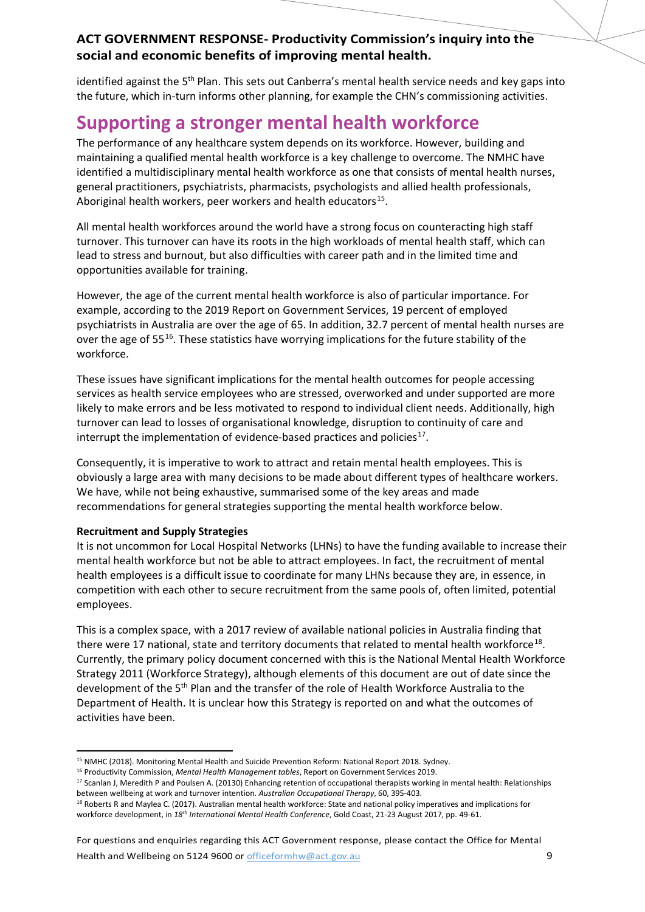identified against the 5th Plan. This sets out Canberra's mental health service needs and key gaps into the future, which in-turn informs other planning, for example the CHN's commissioning activities.

# Supporting a stronger mental health workforce

The performance of any healthcare system depends on its workforce. However, building and maintaining a qualified mental health workforce is a key challenge to overcome. The NMHC have identified a multidisciplinary mental health workforce as one that consists of mental health nurses, general practitioners, psychiatrists, pharmacists, psychologists and allied health professionals, Aboriginal health workers, peer workers and health educators[15].

All mental health workforces around the world have a strong focus on counteracting high staff turnover. This turnover can have its roots in the high workloads of mental health staff, which can lead to stress and burnout, but also difficulties with career path and in the limited time and opportunities available for training.

However, the age of the current mental health workforce is also of particular importance. For example, according to the 2019 Report on Government Services, 19 percent of employed psychiatrists in Australia are over the age of 65. In addition, 32.7 percent of mental health nurses are over the age of 55[16]. These statistics have worrying implications for the future stability of the workforce.

These issues have significant implications for the mental health outcomes for people accessing services as health service employees who are stressed, overworked and under supported are more likely to make errors and be less motivated to respond to individual client needs. Additionally, high turnover can lead to losses of organisational knowledge, disruption to continuity of care and interrupt the implementation of evidence-based practices and policies[17].

Consequently, it is imperative to work to attract and retain mental health employees. This is obviously a large area with many decisions to be made about different types of healthcare workers. We have, while not being exhaustive, summarised some of the key areas and made recommendations for general strategies supporting the mental health workforce below.

**Recruitment and Supply Strategies**

It is not uncommon for Local Hospital Networks (LHNs) to have the funding available to increase their mental health workforce but not be able to attract employees. In fact, the recruitment of mental health employees is a difficult issue to coordinate for many LHNs because they are, in essence, in competition with each other to secure recruitment from the same pools of, often limited, potential employees.

This is a complex space, with a 2017 review of available national policies in Australia finding that there were 17 national, state and territory documents that related to mental health workforce[18]. Currently, the primary policy document concerned with this is the National Mental Health Workforce Strategy 2011 (Workforce Strategy), although elements of this document are out of date since the development of the 5th Plan and the transfer of the role of Health Workforce Australia to the Department of Health. It is unclear how this Strategy is reported on and what the outcomes of activities have been.

---

[15] NMHC (2018). Monitoring Mental Health and Suicide Prevention Reform: National Report 2018. Sydney.

[16] Productivity Commission, *Mental Health Management tables*, Report on Government Services 2019.

[17] Scanlan J, Meredith P and Poulsen A. (20130) Enhancing retention of occupational therapists working in mental health: Relationships between wellbeing at work and turnover intention. *Australian Occupational Therapy*, 60, 395-403.

[18] Roberts R and Maylea C. (2017). Australian mental health workforce: State and national policy imperatives and implications for workforce development, in *18th International Mental Health Conference*, Gold Coast, 21-23 August 2017, pp. 49-61.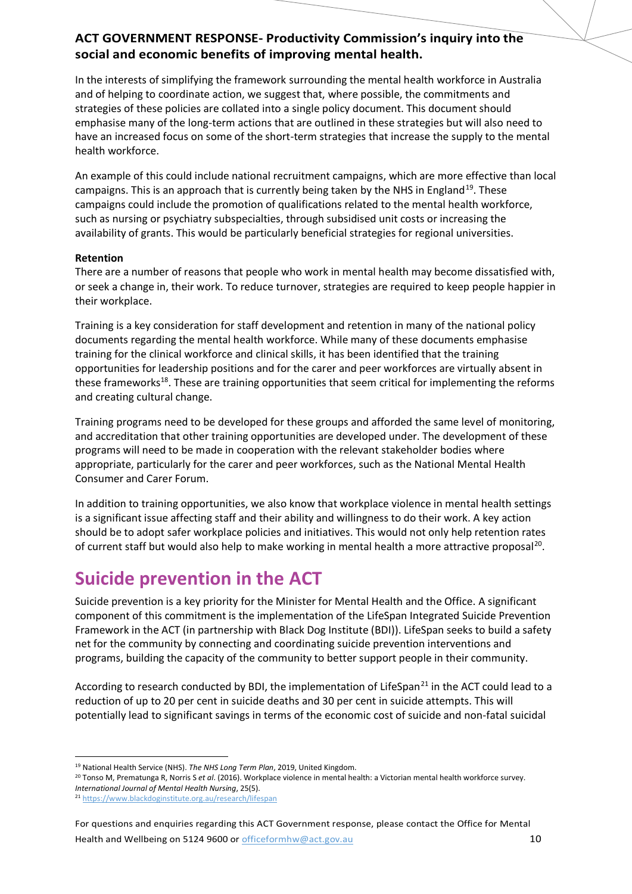**ACT GOVERNMENT RESPONSE- Productivity Commission's inquiry into the social and economic benefits of improving mental health.**

In the interests of simplifying the framework surrounding the mental health workforce in Australia and of helping to coordinate action, we suggest that, where possible, the commitments and strategies of these policies are collated into a single policy document. This document should emphasise many of the long-term actions that are outlined in these strategies but will also need to have an increased focus on some of the short-term strategies that increase the supply to the mental health workforce.

An example of this could include national recruitment campaigns, which are more effective than local campaigns. This is an approach that is currently being taken by the NHS in England[19]. These campaigns could include the promotion of qualifications related to the mental health workforce, such as nursing or psychiatry subspecialties, through subsidised unit costs or increasing the availability of grants. This would be particularly beneficial strategies for regional universities.

**Retention**

There are a number of reasons that people who work in mental health may become dissatisfied with, or seek a change in, their work. To reduce turnover, strategies are required to keep people happier in their workplace.

Training is a key consideration for staff development and retention in many of the national policy documents regarding the mental health workforce. While many of these documents emphasise training for the clinical workforce and clinical skills, it has been identified that the training opportunities for leadership positions and for the carer and peer workforces are virtually absent in these frameworks[18]. These are training opportunities that seem critical for implementing the reforms and creating cultural change.

Training programs need to be developed for these groups and afforded the same level of monitoring, and accreditation that other training opportunities are developed under. The development of these programs will need to be made in cooperation with the relevant stakeholder bodies where appropriate, particularly for the carer and peer workforces, such as the National Mental Health Consumer and Carer Forum.

In addition to training opportunities, we also know that workplace violence in mental health settings is a significant issue affecting staff and their ability and willingness to do their work. A key action should be to adopt safer workplace policies and initiatives. This would not only help retention rates of current staff but would also help to make working in mental health a more attractive proposal[20].

# Suicide prevention in the ACT

Suicide prevention is a key priority for the Minister for Mental Health and the Office. A significant component of this commitment is the implementation of the LifeSpan Integrated Suicide Prevention Framework in the ACT (in partnership with Black Dog Institute (BDI)). LifeSpan seeks to build a safety net for the community by connecting and coordinating suicide prevention interventions and programs, building the capacity of the community to better support people in their community.

According to research conducted by BDI, the implementation of LifeSpan[21] in the ACT could lead to a reduction of up to 20 per cent in suicide deaths and 30 per cent in suicide attempts. This will potentially lead to significant savings in terms of the economic cost of suicide and non-fatal suicidal

---

[19] National Health Service (NHS). *The NHS Long Term Plan*, 2019, United Kingdom.

[20] Tonso M, Prematunga R, Norris S *et al*. (2016). Workplace violence in mental health: a Victorian mental health workforce survey. *International Journal of Mental Health Nursing*, 25(5).

[21] https://www.blackdoginstitute.org.au/research/lifespan

For questions and enquiries regarding this ACT Government response, please contact the Office for Mental Health and Wellbeing on 5124 9600 or officeformhw@act.gov.au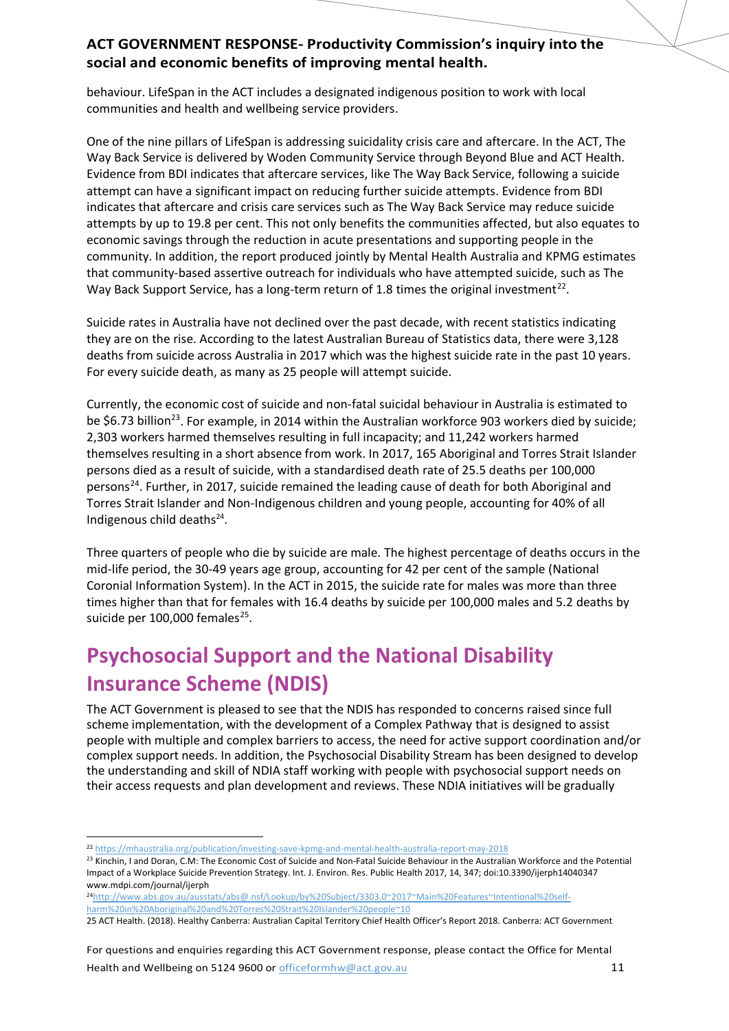behaviour. LifeSpan in the ACT includes a designated indigenous position to work with local communities and health and wellbeing service providers.

One of the nine pillars of LifeSpan is addressing suicidality crisis care and aftercare. In the ACT, The Way Back Service is delivered by Woden Community Service through Beyond Blue and ACT Health. Evidence from BDI indicates that aftercare services, like The Way Back Service, following a suicide attempt can have a significant impact on reducing further suicide attempts. Evidence from BDI indicates that aftercare and crisis care services such as The Way Back Service may reduce suicide attempts by up to 19.8 per cent. This not only benefits the communities affected, but also equates to economic savings through the reduction in acute presentations and supporting people in the community. In addition, the report produced jointly by Mental Health Australia and KPMG estimates that community-based assertive outreach for individuals who have attempted suicide, such as The Way Back Support Service, has a long-term return of 1.8 times the original investment[22].

Suicide rates in Australia have not declined over the past decade, with recent statistics indicating they are on the rise. According to the latest Australian Bureau of Statistics data, there were 3,128 deaths from suicide across Australia in 2017 which was the highest suicide rate in the past 10 years. For every suicide death, as many as 25 people will attempt suicide.

Currently, the economic cost of suicide and non-fatal suicidal behaviour in Australia is estimated to be $6.73 billion[23]. For example, in 2014 within the Australian workforce 903 workers died by suicide; 2,303 workers harmed themselves resulting in full incapacity; and 11,242 workers harmed themselves resulting in a short absence from work. In 2017, 165 Aboriginal and Torres Strait Islander persons died as a result of suicide, with a standardised death rate of 25.5 deaths per 100,000 persons[24]. Further, in 2017, suicide remained the leading cause of death for both Aboriginal and Torres Strait Islander and Non-Indigenous children and young people, accounting for 40% of all Indigenous child deaths[24].

Three quarters of people who die by suicide are male. The highest percentage of deaths occurs in the mid-life period, the 30-49 years age group, accounting for 42 per cent of the sample (National Coronial Information System). In the ACT in 2015, the suicide rate for males was more than three times higher than that for females with 16.4 deaths by suicide per 100,000 males and 5.2 deaths by suicide per 100,000 females[25].

## Psychosocial Support and the National Disability Insurance Scheme (NDIS)

The ACT Government is pleased to see that the NDIS has responded to concerns raised since full scheme implementation, with the development of a Complex Pathway that is designed to assist people with multiple and complex barriers to access, the need for active support coordination and/or complex support needs. In addition, the Psychosocial Disability Stream has been designed to develop the understanding and skill of NDIA staff working with people with psychosocial support needs on their access requests and plan development and reviews. These NDIA initiatives will be gradually

---

[22] https://mhaustralia.org/publication/investing-save-kpmg-and-mental-health-australia-report-may-2018

[23] Kinchin, I and Doran, C.M: The Economic Cost of Suicide and Non-Fatal Suicide Behaviour in the Australian Workforce and the Potential Impact of a Workplace Suicide Prevention Strategy. Int. J. Environ. Res. Public Health 2017, 14, 347; doi:10.3390/ijerph14040347 www.mdpi.com/journal/ijerph

[24] http://www.abs.gov.au/ausstats/abs@.nsf/Lookup/by%20Subject/3303.0~2017~Main%20Features~Intentional%20self-harm%20in%20Aboriginal%20and%20Torres%20Strait%20Islander%20people~10

25 ACT Health. (2018). Healthy Canberra: Australian Capital Territory Chief Health Officer's Report 2018. Canberra: ACT Government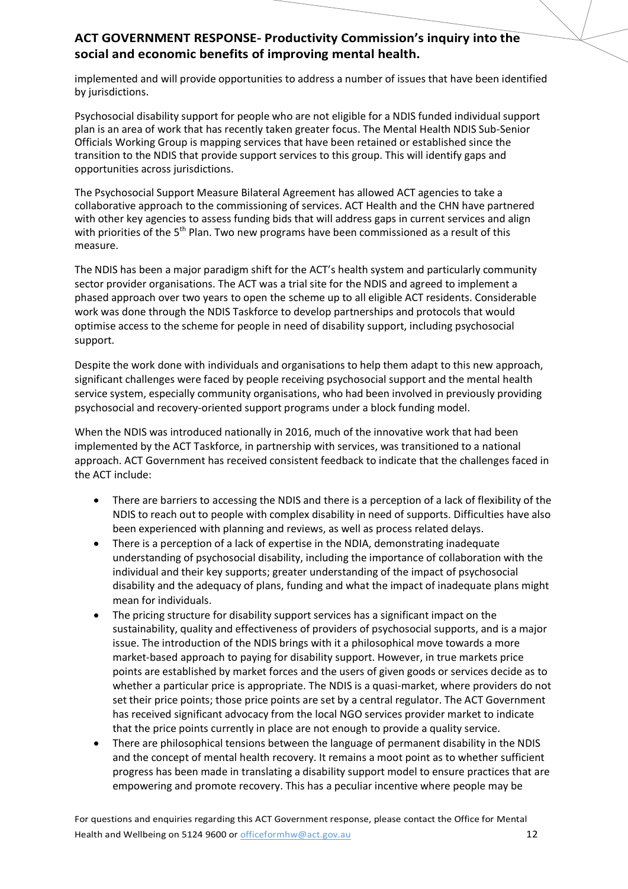implemented and will provide opportunities to address a number of issues that have been identified by jurisdictions.

Psychosocial disability support for people who are not eligible for a NDIS funded individual support plan is an area of work that has recently taken greater focus. The Mental Health NDIS Sub-Senior Officials Working Group is mapping services that have been retained or established since the transition to the NDIS that provide support services to this group. This will identify gaps and opportunities across jurisdictions.

The Psychosocial Support Measure Bilateral Agreement has allowed ACT agencies to take a collaborative approach to the commissioning of services. ACT Health and the CHN have partnered with other key agencies to assess funding bids that will address gaps in current services and align with priorities of the 5th Plan. Two new programs have been commissioned as a result of this measure.

The NDIS has been a major paradigm shift for the ACT's health system and particularly community sector provider organisations. The ACT was a trial site for the NDIS and agreed to implement a phased approach over two years to open the scheme up to all eligible ACT residents. Considerable work was done through the NDIS Taskforce to develop partnerships and protocols that would optimise access to the scheme for people in need of disability support, including psychosocial support.

Despite the work done with individuals and organisations to help them adapt to this new approach, significant challenges were faced by people receiving psychosocial support and the mental health service system, especially community organisations, who had been involved in previously providing psychosocial and recovery-oriented support programs under a block funding model.

When the NDIS was introduced nationally in 2016, much of the innovative work that had been implemented by the ACT Taskforce, in partnership with services, was transitioned to a national approach. ACT Government has received consistent feedback to indicate that the challenges faced in the ACT include:

- There are barriers to accessing the NDIS and there is a perception of a lack of flexibility of the NDIS to reach out to people with complex disability in need of supports. Difficulties have also been experienced with planning and reviews, as well as process related delays.
- There is a perception of a lack of expertise in the NDIA, demonstrating inadequate understanding of psychosocial disability, including the importance of collaboration with the individual and their key supports; greater understanding of the impact of psychosocial disability and the adequacy of plans, funding and what the impact of inadequate plans might mean for individuals.
- The pricing structure for disability support services has a significant impact on the sustainability, quality and effectiveness of providers of psychosocial supports, and is a major issue. The introduction of the NDIS brings with it a philosophical move towards a more market-based approach to paying for disability support. However, in true markets price points are established by market forces and the users of given goods or services decide as to whether a particular price is appropriate. The NDIS is a quasi-market, where providers do not set their price points; those price points are set by a central regulator. The ACT Government has received significant advocacy from the local NGO services provider market to indicate that the price points currently in place are not enough to provide a quality service.
- There are philosophical tensions between the language of permanent disability in the NDIS and the concept of mental health recovery. It remains a moot point as to whether sufficient progress has been made in translating a disability support model to ensure practices that are empowering and promote recovery. This has a peculiar incentive where people may be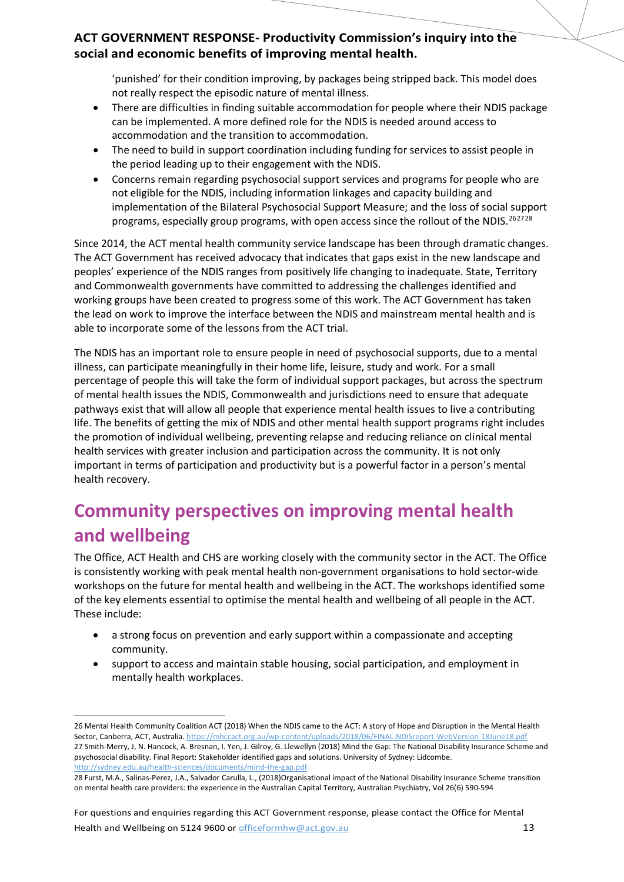'punished' for their condition improving, by packages being stripped back. This model does not really respect the episodic nature of mental illness.

- There are difficulties in finding suitable accommodation for people where their NDIS package can be implemented. A more defined role for the NDIS is needed around access to accommodation and the transition to accommodation.
- The need to build in support coordination including funding for services to assist people in the period leading up to their engagement with the NDIS.
- Concerns remain regarding psychosocial support services and programs for people who are not eligible for the NDIS, including information linkages and capacity building and implementation of the Bilateral Psychosocial Support Measure; and the loss of social support programs, especially group programs, with open access since the rollout of the NDIS.[26][27][28]

Since 2014, the ACT mental health community service landscape has been through dramatic changes. The ACT Government has received advocacy that indicates that gaps exist in the new landscape and peoples' experience of the NDIS ranges from positively life changing to inadequate. State, Territory and Commonwealth governments have committed to addressing the challenges identified and working groups have been created to progress some of this work. The ACT Government has taken the lead on work to improve the interface between the NDIS and mainstream mental health and is able to incorporate some of the lessons from the ACT trial.

The NDIS has an important role to ensure people in need of psychosocial supports, due to a mental illness, can participate meaningfully in their home life, leisure, study and work. For a small percentage of people this will take the form of individual support packages, but across the spectrum of mental health issues the NDIS, Commonwealth and jurisdictions need to ensure that adequate pathways exist that will allow all people that experience mental health issues to live a contributing life. The benefits of getting the mix of NDIS and other mental health support programs right includes the promotion of individual wellbeing, preventing relapse and reducing reliance on clinical mental health services with greater inclusion and participation across the community. It is not only important in terms of participation and productivity but is a powerful factor in a person's mental health recovery.

## Community perspectives on improving mental health and wellbeing

The Office, ACT Health and CHS are working closely with the community sector in the ACT. The Office is consistently working with peak mental health non-government organisations to hold sector-wide workshops on the future for mental health and wellbeing in the ACT. The workshops identified some of the key elements essential to optimise the mental health and wellbeing of all people in the ACT. These include:

- a strong focus on prevention and early support within a compassionate and accepting community.
- support to access and maintain stable housing, social participation, and employment in mentally health workplaces.

---

26 Mental Health Community Coalition ACT (2018) When the NDIS came to the ACT: A story of Hope and Disruption in the Mental Health Sector, Canberra, ACT, Australia. https://mhccact.org.au/wp-content/uploads/2018/06/FINAL-NDISreport-WebVersion-18June18.pdf

27 Smith-Merry, J, N. Hancock, A. Bresnan, I. Yen, J. Gilroy, G. Llewellyn (2018) Mind the Gap: The National Disability Insurance Scheme and psychosocial disability. Final Report: Stakeholder identified gaps and solutions. University of Sydney: Lidcombe. http://sydney.edu.au/health-sciences/documents/mind-the-gap.pdf

28 Furst, M.A., Salinas-Perez, J.A., Salvador Carulla, L., (2018)Organisational impact of the National Disability Insurance Scheme transition on mental health care providers: the experience in the Australian Capital Territory, Australian Psychiatry, Vol 26(6) 590-594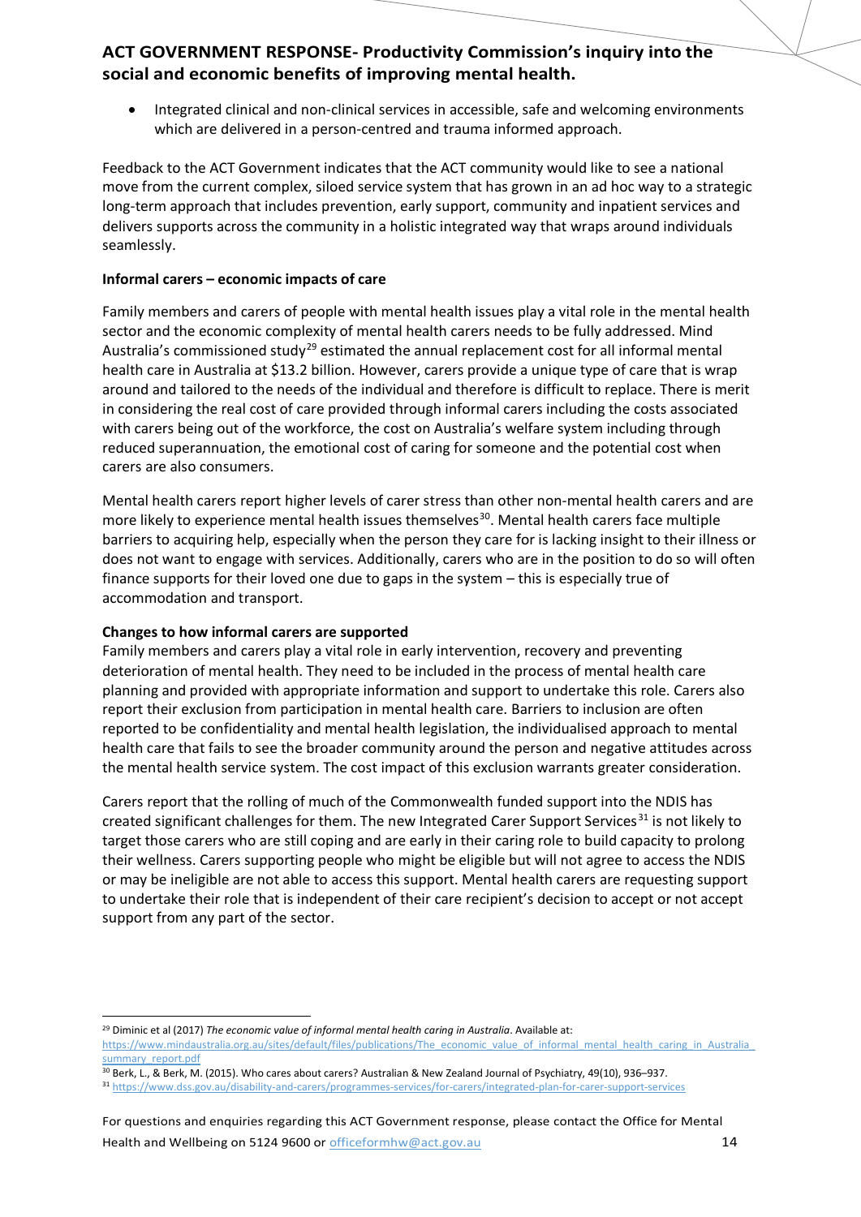- Integrated clinical and non-clinical services in accessible, safe and welcoming environments which are delivered in a person-centred and trauma informed approach.

Feedback to the ACT Government indicates that the ACT community would like to see a national move from the current complex, siloed service system that has grown in an ad hoc way to a strategic long-term approach that includes prevention, early support, community and inpatient services and delivers supports across the community in a holistic integrated way that wraps around individuals seamlessly.

**Informal carers – economic impacts of care**

Family members and carers of people with mental health issues play a vital role in the mental health sector and the economic complexity of mental health carers needs to be fully addressed. Mind Australia's commissioned study[29] estimated the annual replacement cost for all informal mental health care in Australia at $13.2 billion. However, carers provide a unique type of care that is wrap around and tailored to the needs of the individual and therefore is difficult to replace. There is merit in considering the real cost of care provided through informal carers including the costs associated with carers being out of the workforce, the cost on Australia's welfare system including through reduced superannuation, the emotional cost of caring for someone and the potential cost when carers are also consumers.

Mental health carers report higher levels of carer stress than other non-mental health carers and are more likely to experience mental health issues themselves[30]. Mental health carers face multiple barriers to acquiring help, especially when the person they care for is lacking insight to their illness or does not want to engage with services. Additionally, carers who are in the position to do so will often finance supports for their loved one due to gaps in the system – this is especially true of accommodation and transport.

**Changes to how informal carers are supported**

Family members and carers play a vital role in early intervention, recovery and preventing deterioration of mental health. They need to be included in the process of mental health care planning and provided with appropriate information and support to undertake this role. Carers also report their exclusion from participation in mental health care. Barriers to inclusion are often reported to be confidentiality and mental health legislation, the individualised approach to mental health care that fails to see the broader community around the person and negative attitudes across the mental health service system. The cost impact of this exclusion warrants greater consideration.

Carers report that the rolling of much of the Commonwealth funded support into the NDIS has created significant challenges for them. The new Integrated Carer Support Services[31] is not likely to target those carers who are still coping and are early in their caring role to build capacity to prolong their wellness. Carers supporting people who might be eligible but will not agree to access the NDIS or may be ineligible are not able to access this support. Mental health carers are requesting support to undertake their role that is independent of their care recipient's decision to accept or not accept support from any part of the sector.

---

[29] Diminic et al (2017) *The economic value of informal mental health caring in Australia*. Available at: https://www.mindaustralia.org.au/sites/default/files/publications/The_economic_value_of_informal_mental_health_caring_in_Australia_summary_report.pdf

[30] Berk, L., & Berk, M. (2015). Who cares about carers? Australian & New Zealand Journal of Psychiatry, 49(10), 936–937.

[31] https://www.dss.gov.au/disability-and-carers/programmes-services/for-carers/integrated-plan-for-carer-support-services

For questions and enquiries regarding this ACT Government response, please contact the Office for Mental Health and Wellbeing on 5124 9600 or officeformhw@act.gov.au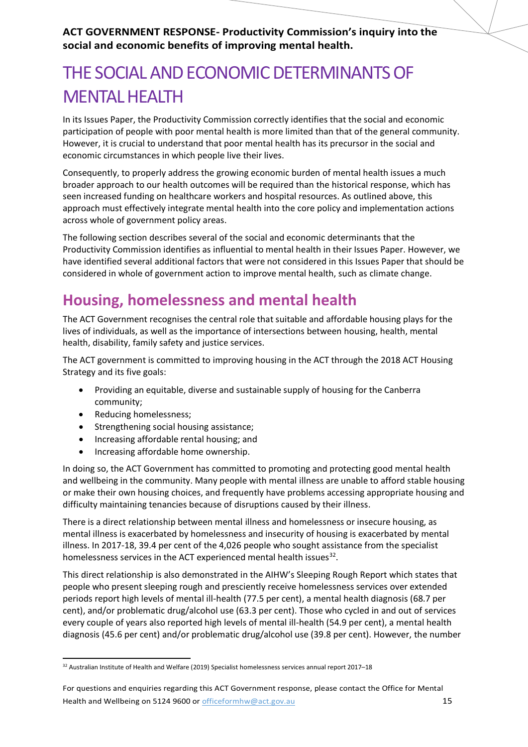# THE SOCIAL AND ECONOMIC DETERMINANTS OF MENTAL HEALTH

In its Issues Paper, the Productivity Commission correctly identifies that the social and economic participation of people with poor mental health is more limited than that of the general community. However, it is crucial to understand that poor mental health has its precursor in the social and economic circumstances in which people live their lives.

Consequently, to properly address the growing economic burden of mental health issues a much broader approach to our health outcomes will be required than the historical response, which has seen increased funding on healthcare workers and hospital resources. As outlined above, this approach must effectively integrate mental health into the core policy and implementation actions across whole of government policy areas.

The following section describes several of the social and economic determinants that the Productivity Commission identifies as influential to mental health in their Issues Paper. However, we have identified several additional factors that were not considered in this Issues Paper that should be considered in whole of government action to improve mental health, such as climate change.

## Housing, homelessness and mental health

The ACT Government recognises the central role that suitable and affordable housing plays for the lives of individuals, as well as the importance of intersections between housing, health, mental health, disability, family safety and justice services.

The ACT government is committed to improving housing in the ACT through the 2018 ACT Housing Strategy and its five goals:

- Providing an equitable, diverse and sustainable supply of housing for the Canberra community;
- Reducing homelessness;
- Strengthening social housing assistance;
- Increasing affordable rental housing; and
- Increasing affordable home ownership.

In doing so, the ACT Government has committed to promoting and protecting good mental health and wellbeing in the community. Many people with mental illness are unable to afford stable housing or make their own housing choices, and frequently have problems accessing appropriate housing and difficulty maintaining tenancies because of disruptions caused by their illness.

There is a direct relationship between mental illness and homelessness or insecure housing, as mental illness is exacerbated by homelessness and insecurity of housing is exacerbated by mental illness. In 2017-18, 39.4 per cent of the 4,026 people who sought assistance from the specialist homelessness services in the ACT experienced mental health issues[32].

This direct relationship is also demonstrated in the AIHW's Sleeping Rough Report which states that people who present sleeping rough and presciently receive homelessness services over extended periods report high levels of mental ill-health (77.5 per cent), a mental health diagnosis (68.7 per cent), and/or problematic drug/alcohol use (63.3 per cent). Those who cycled in and out of services every couple of years also reported high levels of mental ill-health (54.9 per cent), a mental health diagnosis (45.6 per cent) and/or problematic drug/alcohol use (39.8 per cent). However, the number

[32] Australian Institute of Health and Welfare (2019) Specialist homelessness services annual report 2017–18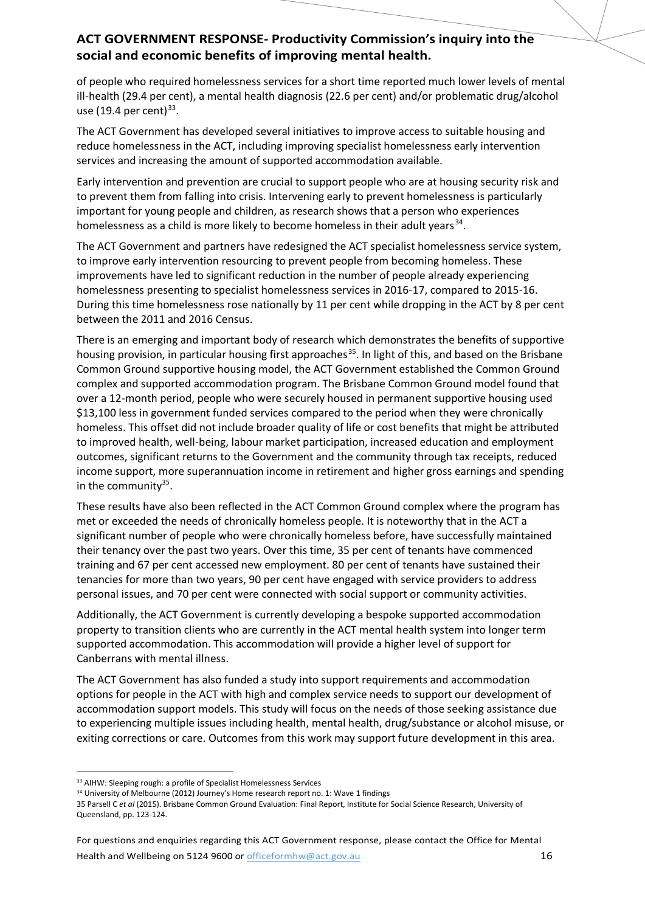of people who required homelessness services for a short time reported much lower levels of mental ill-health (29.4 per cent), a mental health diagnosis (22.6 per cent) and/or problematic drug/alcohol use (19.4 per cent)[33].

The ACT Government has developed several initiatives to improve access to suitable housing and reduce homelessness in the ACT, including improving specialist homelessness early intervention services and increasing the amount of supported accommodation available.

Early intervention and prevention are crucial to support people who are at housing security risk and to prevent them from falling into crisis. Intervening early to prevent homelessness is particularly important for young people and children, as research shows that a person who experiences homelessness as a child is more likely to become homeless in their adult years[34].

The ACT Government and partners have redesigned the ACT specialist homelessness service system, to improve early intervention resourcing to prevent people from becoming homeless. These improvements have led to significant reduction in the number of people already experiencing homelessness presenting to specialist homelessness services in 2016-17, compared to 2015-16. During this time homelessness rose nationally by 11 per cent while dropping in the ACT by 8 per cent between the 2011 and 2016 Census.

There is an emerging and important body of research which demonstrates the benefits of supportive housing provision, in particular housing first approaches[35]. In light of this, and based on the Brisbane Common Ground supportive housing model, the ACT Government established the Common Ground complex and supported accommodation program. The Brisbane Common Ground model found that over a 12-month period, people who were securely housed in permanent supportive housing used $13,100 less in government funded services compared to the period when they were chronically homeless. This offset did not include broader quality of life or cost benefits that might be attributed to improved health, well-being, labour market participation, increased education and employment outcomes, significant returns to the Government and the community through tax receipts, reduced income support, more superannuation income in retirement and higher gross earnings and spending in the community[35].

These results have also been reflected in the ACT Common Ground complex where the program has met or exceeded the needs of chronically homeless people. It is noteworthy that in the ACT a significant number of people who were chronically homeless before, have successfully maintained their tenancy over the past two years. Over this time, 35 per cent of tenants have commenced training and 67 per cent accessed new employment. 80 per cent of tenants have sustained their tenancies for more than two years, 90 per cent have engaged with service providers to address personal issues, and 70 per cent were connected with social support or community activities.

Additionally, the ACT Government is currently developing a bespoke supported accommodation property to transition clients who are currently in the ACT mental health system into longer term supported accommodation. This accommodation will provide a higher level of support for Canberrans with mental illness.

The ACT Government has also funded a study into support requirements and accommodation options for people in the ACT with high and complex service needs to support our development of accommodation support models. This study will focus on the needs of those seeking assistance due to experiencing multiple issues including health, mental health, drug/substance or alcohol misuse, or exiting corrections or care. Outcomes from this work may support future development in this area.

---

[33] AIHW: Sleeping rough: a profile of Specialist Homelessness Services

[34] University of Melbourne (2012) Journey's Home research report no. 1: Wave 1 findings

[35] Parsell C *et al* (2015). Brisbane Common Ground Evaluation: Final Report, Institute for Social Science Research, University of Queensland, pp. 123-124.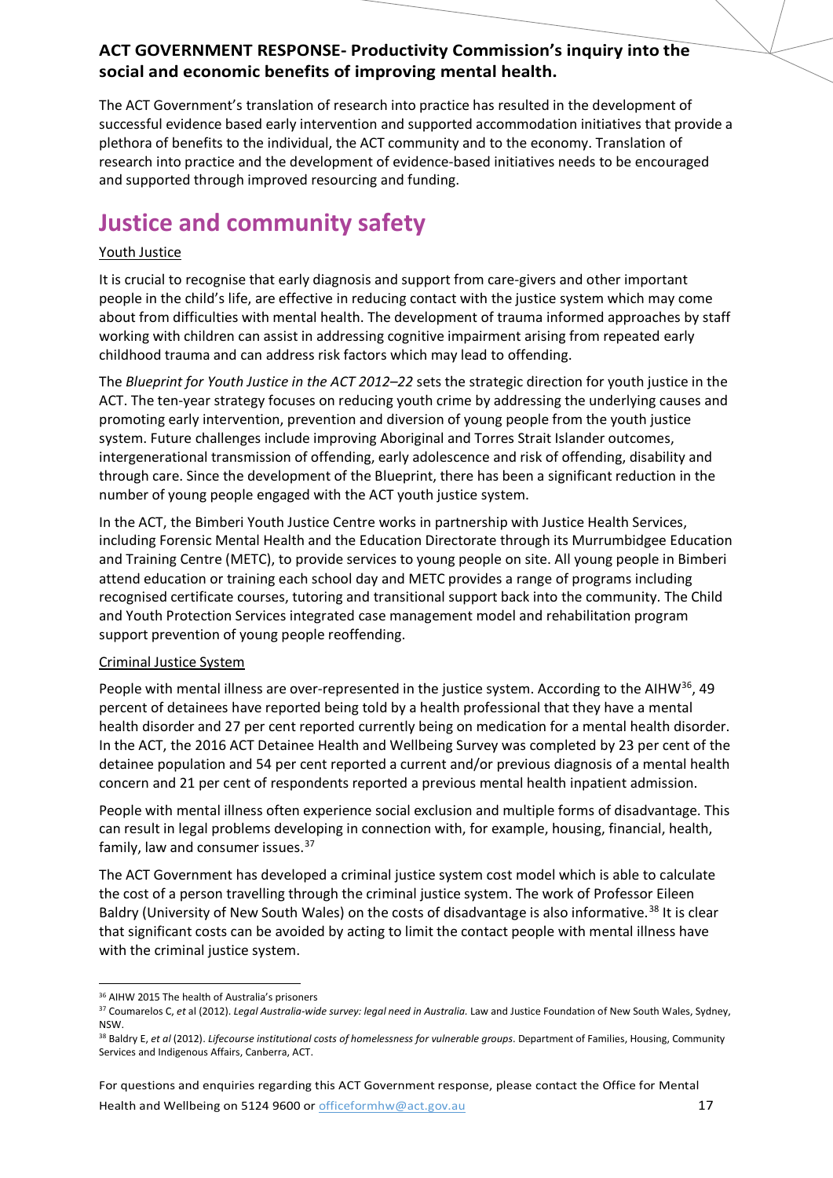The ACT Government's translation of research into practice has resulted in the development of successful evidence based early intervention and supported accommodation initiatives that provide a plethora of benefits to the individual, the ACT community and to the economy. Translation of research into practice and the development of evidence-based initiatives needs to be encouraged and supported through improved resourcing and funding.

# Justice and community safety

Youth Justice

It is crucial to recognise that early diagnosis and support from care-givers and other important people in the child's life, are effective in reducing contact with the justice system which may come about from difficulties with mental health. The development of trauma informed approaches by staff working with children can assist in addressing cognitive impairment arising from repeated early childhood trauma and can address risk factors which may lead to offending.

The *Blueprint for Youth Justice in the ACT 2012–22* sets the strategic direction for youth justice in the ACT. The ten-year strategy focuses on reducing youth crime by addressing the underlying causes and promoting early intervention, prevention and diversion of young people from the youth justice system. Future challenges include improving Aboriginal and Torres Strait Islander outcomes, intergenerational transmission of offending, early adolescence and risk of offending, disability and through care. Since the development of the Blueprint, there has been a significant reduction in the number of young people engaged with the ACT youth justice system.

In the ACT, the Bimberi Youth Justice Centre works in partnership with Justice Health Services, including Forensic Mental Health and the Education Directorate through its Murrumbidgee Education and Training Centre (METC), to provide services to young people on site. All young people in Bimberi attend education or training each school day and METC provides a range of programs including recognised certificate courses, tutoring and transitional support back into the community. The Child and Youth Protection Services integrated case management model and rehabilitation program support prevention of young people reoffending.

Criminal Justice System

People with mental illness are over-represented in the justice system. According to the AIHW[36], 49 percent of detainees have reported being told by a health professional that they have a mental health disorder and 27 per cent reported currently being on medication for a mental health disorder. In the ACT, the 2016 ACT Detainee Health and Wellbeing Survey was completed by 23 per cent of the detainee population and 54 per cent reported a current and/or previous diagnosis of a mental health concern and 21 per cent of respondents reported a previous mental health inpatient admission.

People with mental illness often experience social exclusion and multiple forms of disadvantage. This can result in legal problems developing in connection with, for example, housing, financial, health, family, law and consumer issues.[37]

The ACT Government has developed a criminal justice system cost model which is able to calculate the cost of a person travelling through the criminal justice system. The work of Professor Eileen Baldry (University of New South Wales) on the costs of disadvantage is also informative.[38] It is clear that significant costs can be avoided by acting to limit the contact people with mental illness have with the criminal justice system.

---

[36] AIHW 2015 The health of Australia's prisoners

[37] Coumarelos C, *et* al (2012). *Legal Australia-wide survey: legal need in Australia.* Law and Justice Foundation of New South Wales, Sydney, NSW.

[38] Baldry E, *et al* (2012). *Lifecourse institutional costs of homelessness for vulnerable groups*. Department of Families, Housing, Community Services and Indigenous Affairs, Canberra, ACT.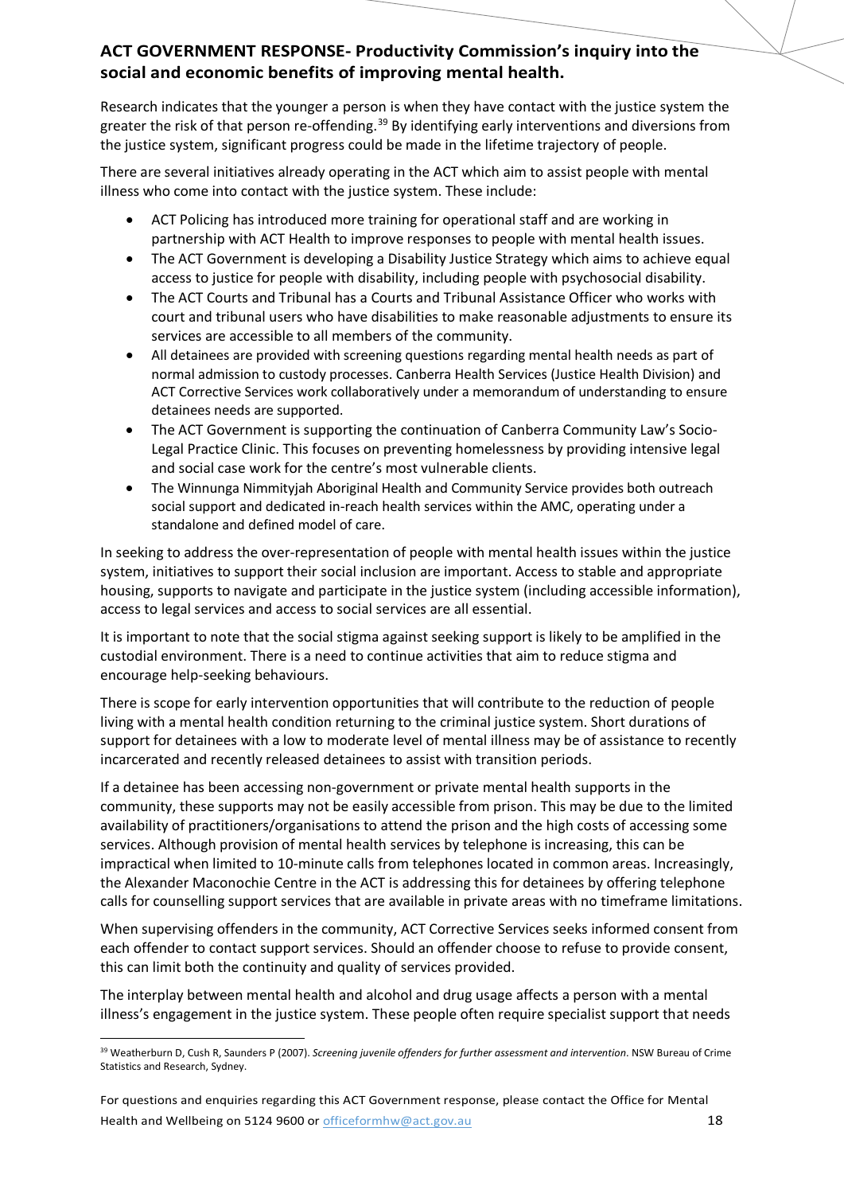Research indicates that the younger a person is when they have contact with the justice system the greater the risk of that person re-offending.[39] By identifying early interventions and diversions from the justice system, significant progress could be made in the lifetime trajectory of people.

There are several initiatives already operating in the ACT which aim to assist people with mental illness who come into contact with the justice system. These include:

- ACT Policing has introduced more training for operational staff and are working in partnership with ACT Health to improve responses to people with mental health issues.
- The ACT Government is developing a Disability Justice Strategy which aims to achieve equal access to justice for people with disability, including people with psychosocial disability.
- The ACT Courts and Tribunal has a Courts and Tribunal Assistance Officer who works with court and tribunal users who have disabilities to make reasonable adjustments to ensure its services are accessible to all members of the community.
- All detainees are provided with screening questions regarding mental health needs as part of normal admission to custody processes. Canberra Health Services (Justice Health Division) and ACT Corrective Services work collaboratively under a memorandum of understanding to ensure detainees needs are supported.
- The ACT Government is supporting the continuation of Canberra Community Law's Socio-Legal Practice Clinic. This focuses on preventing homelessness by providing intensive legal and social case work for the centre's most vulnerable clients.
- The Winnunga Nimmityjah Aboriginal Health and Community Service provides both outreach social support and dedicated in-reach health services within the AMC, operating under a standalone and defined model of care.

In seeking to address the over-representation of people with mental health issues within the justice system, initiatives to support their social inclusion are important. Access to stable and appropriate housing, supports to navigate and participate in the justice system (including accessible information), access to legal services and access to social services are all essential.

It is important to note that the social stigma against seeking support is likely to be amplified in the custodial environment. There is a need to continue activities that aim to reduce stigma and encourage help-seeking behaviours.

There is scope for early intervention opportunities that will contribute to the reduction of people living with a mental health condition returning to the criminal justice system. Short durations of support for detainees with a low to moderate level of mental illness may be of assistance to recently incarcerated and recently released detainees to assist with transition periods.

If a detainee has been accessing non-government or private mental health supports in the community, these supports may not be easily accessible from prison. This may be due to the limited availability of practitioners/organisations to attend the prison and the high costs of accessing some services. Although provision of mental health services by telephone is increasing, this can be impractical when limited to 10-minute calls from telephones located in common areas. Increasingly, the Alexander Maconochie Centre in the ACT is addressing this for detainees by offering telephone calls for counselling support services that are available in private areas with no timeframe limitations.

When supervising offenders in the community, ACT Corrective Services seeks informed consent from each offender to contact support services. Should an offender choose to refuse to provide consent, this can limit both the continuity and quality of services provided.

The interplay between mental health and alcohol and drug usage affects a person with a mental illness's engagement in the justice system. These people often require specialist support that needs

[39] Weatherburn D, Cush R, Saunders P (2007). *Screening juvenile offenders for further assessment and intervention*. NSW Bureau of Crime Statistics and Research, Sydney.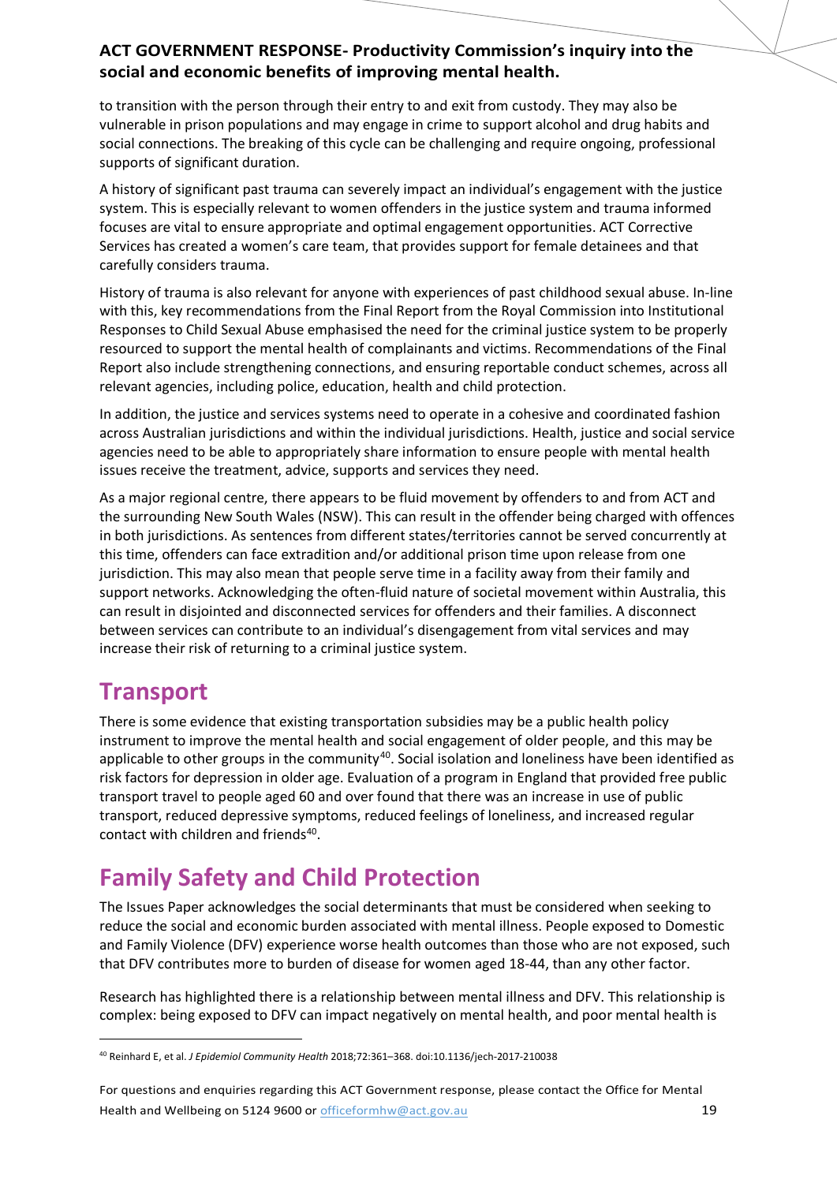to transition with the person through their entry to and exit from custody. They may also be vulnerable in prison populations and may engage in crime to support alcohol and drug habits and social connections. The breaking of this cycle can be challenging and require ongoing, professional supports of significant duration.

A history of significant past trauma can severely impact an individual's engagement with the justice system. This is especially relevant to women offenders in the justice system and trauma informed focuses are vital to ensure appropriate and optimal engagement opportunities. ACT Corrective Services has created a women's care team, that provides support for female detainees and that carefully considers trauma.

History of trauma is also relevant for anyone with experiences of past childhood sexual abuse. In-line with this, key recommendations from the Final Report from the Royal Commission into Institutional Responses to Child Sexual Abuse emphasised the need for the criminal justice system to be properly resourced to support the mental health of complainants and victims. Recommendations of the Final Report also include strengthening connections, and ensuring reportable conduct schemes, across all relevant agencies, including police, education, health and child protection.

In addition, the justice and services systems need to operate in a cohesive and coordinated fashion across Australian jurisdictions and within the individual jurisdictions. Health, justice and social service agencies need to be able to appropriately share information to ensure people with mental health issues receive the treatment, advice, supports and services they need.

As a major regional centre, there appears to be fluid movement by offenders to and from ACT and the surrounding New South Wales (NSW). This can result in the offender being charged with offences in both jurisdictions. As sentences from different states/territories cannot be served concurrently at this time, offenders can face extradition and/or additional prison time upon release from one jurisdiction. This may also mean that people serve time in a facility away from their family and support networks. Acknowledging the often-fluid nature of societal movement within Australia, this can result in disjointed and disconnected services for offenders and their families. A disconnect between services can contribute to an individual's disengagement from vital services and may increase their risk of returning to a criminal justice system.

# Transport

There is some evidence that existing transportation subsidies may be a public health policy instrument to improve the mental health and social engagement of older people, and this may be applicable to other groups in the community[40]. Social isolation and loneliness have been identified as risk factors for depression in older age. Evaluation of a program in England that provided free public transport travel to people aged 60 and over found that there was an increase in use of public transport, reduced depressive symptoms, reduced feelings of loneliness, and increased regular contact with children and friends[40].

# Family Safety and Child Protection

The Issues Paper acknowledges the social determinants that must be considered when seeking to reduce the social and economic burden associated with mental illness. People exposed to Domestic and Family Violence (DFV) experience worse health outcomes than those who are not exposed, such that DFV contributes more to burden of disease for women aged 18-44, than any other factor.

Research has highlighted there is a relationship between mental illness and DFV. This relationship is complex: being exposed to DFV can impact negatively on mental health, and poor mental health is

---

[40] Reinhard E, et al. *J Epidemiol Community Health* 2018;72:361–368. doi:10.1136/jech-2017-210038

For questions and enquiries regarding this ACT Government response, please contact the Office for Mental Health and Wellbeing on 5124 9600 or officeformhw@act.gov.au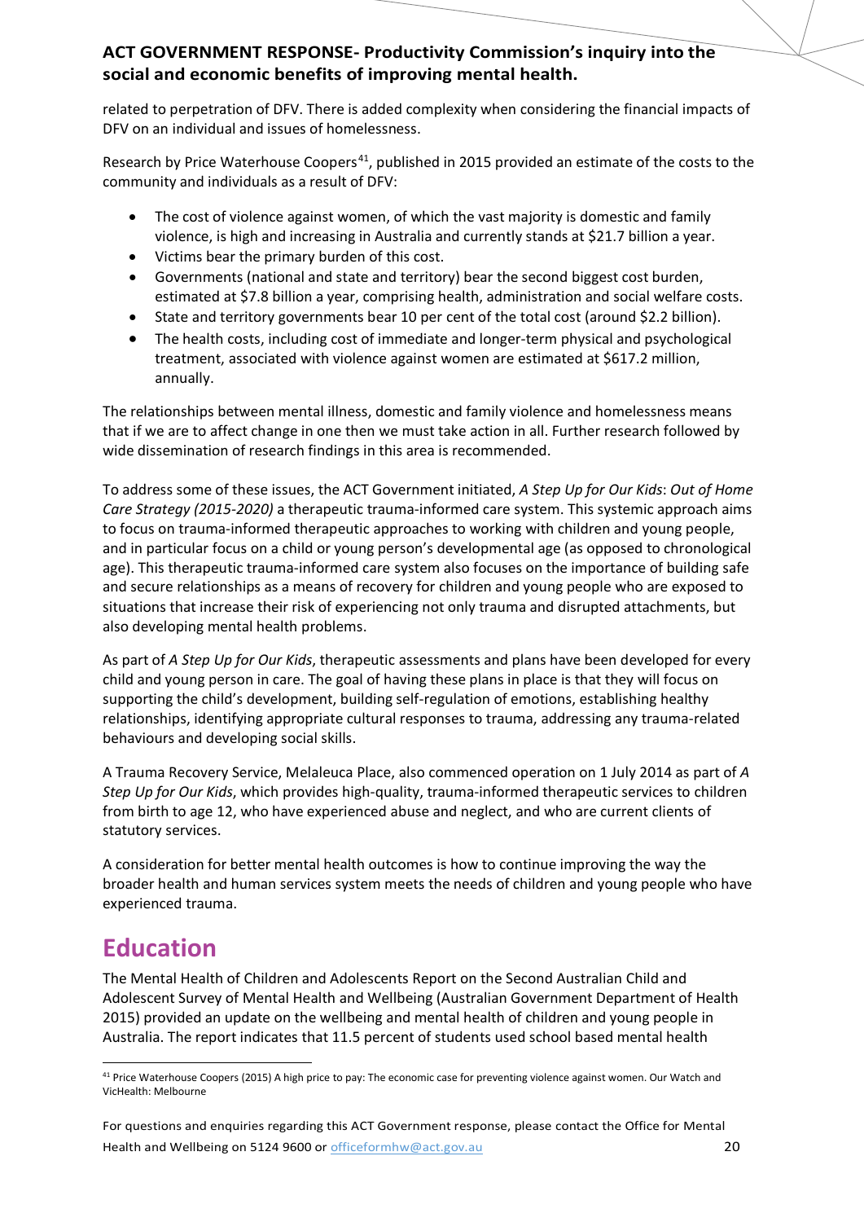related to perpetration of DFV. There is added complexity when considering the financial impacts of DFV on an individual and issues of homelessness.

Research by Price Waterhouse Coopers[41], published in 2015 provided an estimate of the costs to the community and individuals as a result of DFV:

- The cost of violence against women, of which the vast majority is domestic and family violence, is high and increasing in Australia and currently stands at $21.7 billion a year.
- Victims bear the primary burden of this cost.
- Governments (national and state and territory) bear the second biggest cost burden, estimated at $7.8 billion a year, comprising health, administration and social welfare costs.
- State and territory governments bear 10 per cent of the total cost (around $2.2 billion).
- The health costs, including cost of immediate and longer-term physical and psychological treatment, associated with violence against women are estimated at $617.2 million, annually.

The relationships between mental illness, domestic and family violence and homelessness means that if we are to affect change in one then we must take action in all. Further research followed by wide dissemination of research findings in this area is recommended.

To address some of these issues, the ACT Government initiated, *A Step Up for Our Kids*: *Out of Home Care Strategy (2015-2020)* a therapeutic trauma-informed care system. This systemic approach aims to focus on trauma-informed therapeutic approaches to working with children and young people, and in particular focus on a child or young person's developmental age (as opposed to chronological age). This therapeutic trauma-informed care system also focuses on the importance of building safe and secure relationships as a means of recovery for children and young people who are exposed to situations that increase their risk of experiencing not only trauma and disrupted attachments, but also developing mental health problems.

As part of *A Step Up for Our Kids*, therapeutic assessments and plans have been developed for every child and young person in care. The goal of having these plans in place is that they will focus on supporting the child's development, building self-regulation of emotions, establishing healthy relationships, identifying appropriate cultural responses to trauma, addressing any trauma-related behaviours and developing social skills.

A Trauma Recovery Service, Melaleuca Place, also commenced operation on 1 July 2014 as part of *A Step Up for Our Kids*, which provides high-quality, trauma-informed therapeutic services to children from birth to age 12, who have experienced abuse and neglect, and who are current clients of statutory services.

A consideration for better mental health outcomes is how to continue improving the way the broader health and human services system meets the needs of children and young people who have experienced trauma.

# Education

The Mental Health of Children and Adolescents Report on the Second Australian Child and Adolescent Survey of Mental Health and Wellbeing (Australian Government Department of Health 2015) provided an update on the wellbeing and mental health of children and young people in Australia. The report indicates that 11.5 percent of students used school based mental health

[41] Price Waterhouse Coopers (2015) A high price to pay: The economic case for preventing violence against women. Our Watch and VicHealth: Melbourne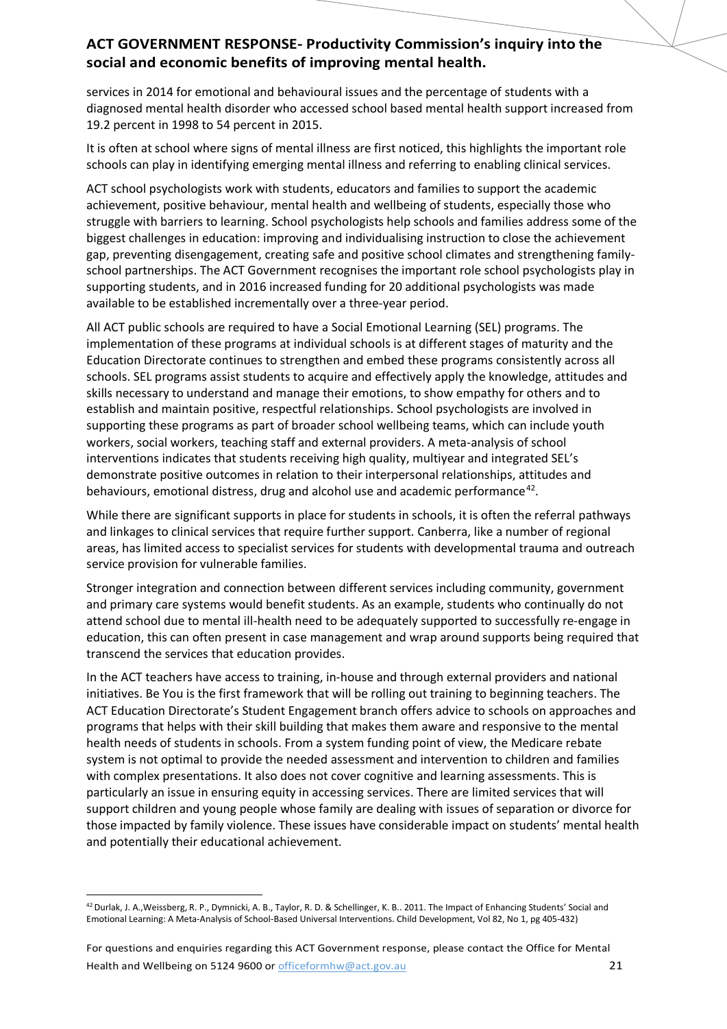services in 2014 for emotional and behavioural issues and the percentage of students with a diagnosed mental health disorder who accessed school based mental health support increased from 19.2 percent in 1998 to 54 percent in 2015.

It is often at school where signs of mental illness are first noticed, this highlights the important role schools can play in identifying emerging mental illness and referring to enabling clinical services.

ACT school psychologists work with students, educators and families to support the academic achievement, positive behaviour, mental health and wellbeing of students, especially those who struggle with barriers to learning. School psychologists help schools and families address some of the biggest challenges in education: improving and individualising instruction to close the achievement gap, preventing disengagement, creating safe and positive school climates and strengthening family-school partnerships. The ACT Government recognises the important role school psychologists play in supporting students, and in 2016 increased funding for 20 additional psychologists was made available to be established incrementally over a three-year period.

All ACT public schools are required to have a Social Emotional Learning (SEL) programs. The implementation of these programs at individual schools is at different stages of maturity and the Education Directorate continues to strengthen and embed these programs consistently across all schools. SEL programs assist students to acquire and effectively apply the knowledge, attitudes and skills necessary to understand and manage their emotions, to show empathy for others and to establish and maintain positive, respectful relationships. School psychologists are involved in supporting these programs as part of broader school wellbeing teams, which can include youth workers, social workers, teaching staff and external providers. A meta-analysis of school interventions indicates that students receiving high quality, multiyear and integrated SEL's demonstrate positive outcomes in relation to their interpersonal relationships, attitudes and behaviours, emotional distress, drug and alcohol use and academic performance[42].

While there are significant supports in place for students in schools, it is often the referral pathways and linkages to clinical services that require further support. Canberra, like a number of regional areas, has limited access to specialist services for students with developmental trauma and outreach service provision for vulnerable families.

Stronger integration and connection between different services including community, government and primary care systems would benefit students. As an example, students who continually do not attend school due to mental ill-health need to be adequately supported to successfully re-engage in education, this can often present in case management and wrap around supports being required that transcend the services that education provides.

In the ACT teachers have access to training, in-house and through external providers and national initiatives. Be You is the first framework that will be rolling out training to beginning teachers. The ACT Education Directorate's Student Engagement branch offers advice to schools on approaches and programs that helps with their skill building that makes them aware and responsive to the mental health needs of students in schools. From a system funding point of view, the Medicare rebate system is not optimal to provide the needed assessment and intervention to children and families with complex presentations. It also does not cover cognitive and learning assessments. This is particularly an issue in ensuring equity in accessing services. There are limited services that will support children and young people whose family are dealing with issues of separation or divorce for those impacted by family violence. These issues have considerable impact on students' mental health and potentially their educational achievement.

---

[42] Durlak, J. A.,Weissberg, R. P., Dymnicki, A. B., Taylor, R. D. & Schellinger, K. B.. 2011. The Impact of Enhancing Students' Social and Emotional Learning: A Meta-Analysis of School-Based Universal Interventions. Child Development, Vol 82, No 1, pg 405-432)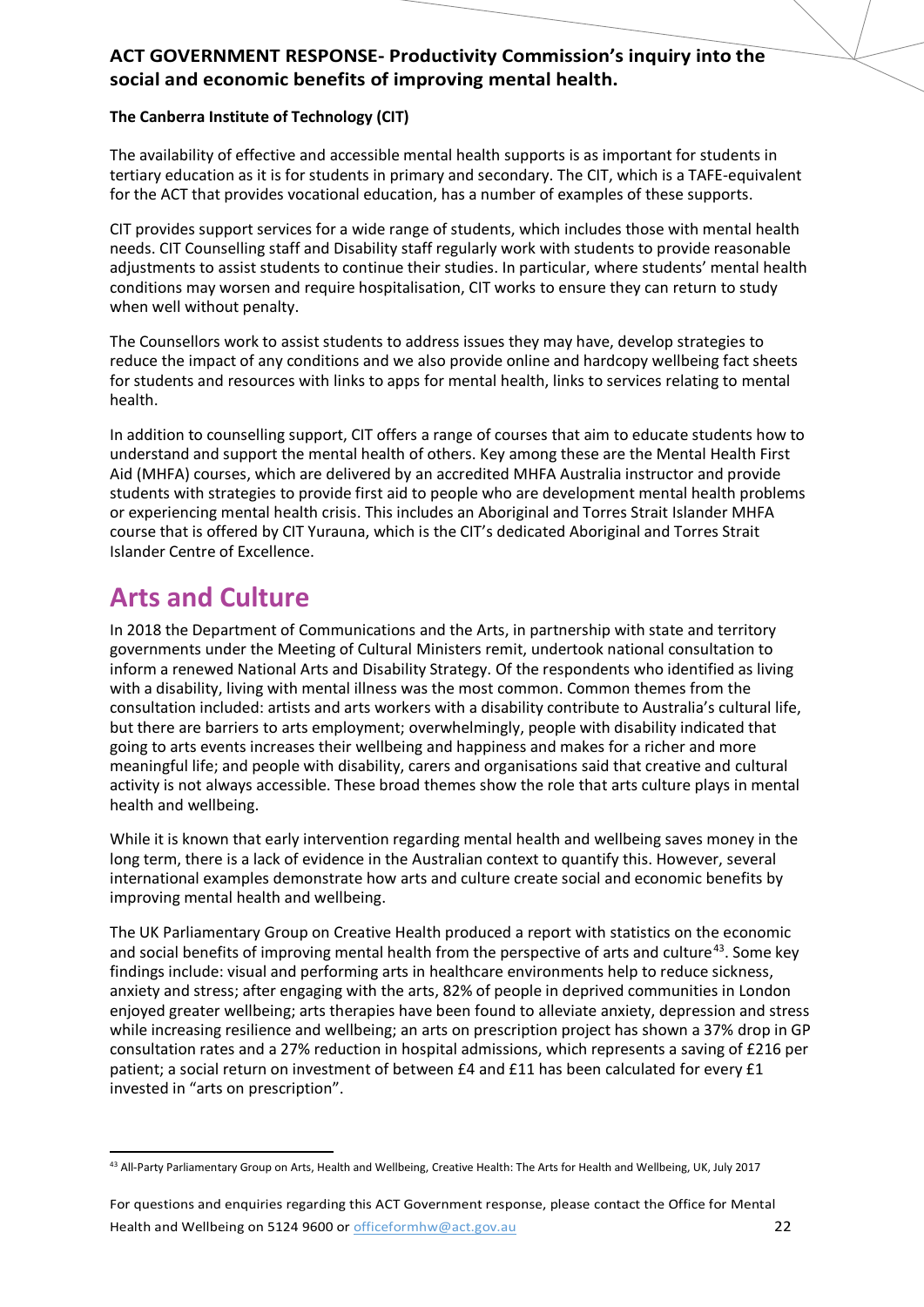**The Canberra Institute of Technology (CIT)**

The availability of effective and accessible mental health supports is as important for students in tertiary education as it is for students in primary and secondary. The CIT, which is a TAFE-equivalent for the ACT that provides vocational education, has a number of examples of these supports.

CIT provides support services for a wide range of students, which includes those with mental health needs. CIT Counselling staff and Disability staff regularly work with students to provide reasonable adjustments to assist students to continue their studies. In particular, where students' mental health conditions may worsen and require hospitalisation, CIT works to ensure they can return to study when well without penalty.

The Counsellors work to assist students to address issues they may have, develop strategies to reduce the impact of any conditions and we also provide online and hardcopy wellbeing fact sheets for students and resources with links to apps for mental health, links to services relating to mental health.

In addition to counselling support, CIT offers a range of courses that aim to educate students how to understand and support the mental health of others. Key among these are the Mental Health First Aid (MHFA) courses, which are delivered by an accredited MHFA Australia instructor and provide students with strategies to provide first aid to people who are development mental health problems or experiencing mental health crisis. This includes an Aboriginal and Torres Strait Islander MHFA course that is offered by CIT Yurauna, which is the CIT's dedicated Aboriginal and Torres Strait Islander Centre of Excellence.

# Arts and Culture

In 2018 the Department of Communications and the Arts, in partnership with state and territory governments under the Meeting of Cultural Ministers remit, undertook national consultation to inform a renewed National Arts and Disability Strategy. Of the respondents who identified as living with a disability, living with mental illness was the most common. Common themes from the consultation included: artists and arts workers with a disability contribute to Australia's cultural life, but there are barriers to arts employment; overwhelmingly, people with disability indicated that going to arts events increases their wellbeing and happiness and makes for a richer and more meaningful life; and people with disability, carers and organisations said that creative and cultural activity is not always accessible. These broad themes show the role that arts culture plays in mental health and wellbeing.

While it is known that early intervention regarding mental health and wellbeing saves money in the long term, there is a lack of evidence in the Australian context to quantify this. However, several international examples demonstrate how arts and culture create social and economic benefits by improving mental health and wellbeing.

The UK Parliamentary Group on Creative Health produced a report with statistics on the economic and social benefits of improving mental health from the perspective of arts and culture[43]. Some key findings include: visual and performing arts in healthcare environments help to reduce sickness, anxiety and stress; after engaging with the arts, 82% of people in deprived communities in London enjoyed greater wellbeing; arts therapies have been found to alleviate anxiety, depression and stress while increasing resilience and wellbeing; an arts on prescription project has shown a 37% drop in GP consultation rates and a 27% reduction in hospital admissions, which represents a saving of £216 per patient; a social return on investment of between £4 and £11 has been calculated for every £1 invested in "arts on prescription".

[43] All-Party Parliamentary Group on Arts, Health and Wellbeing, Creative Health: The Arts for Health and Wellbeing, UK, July 2017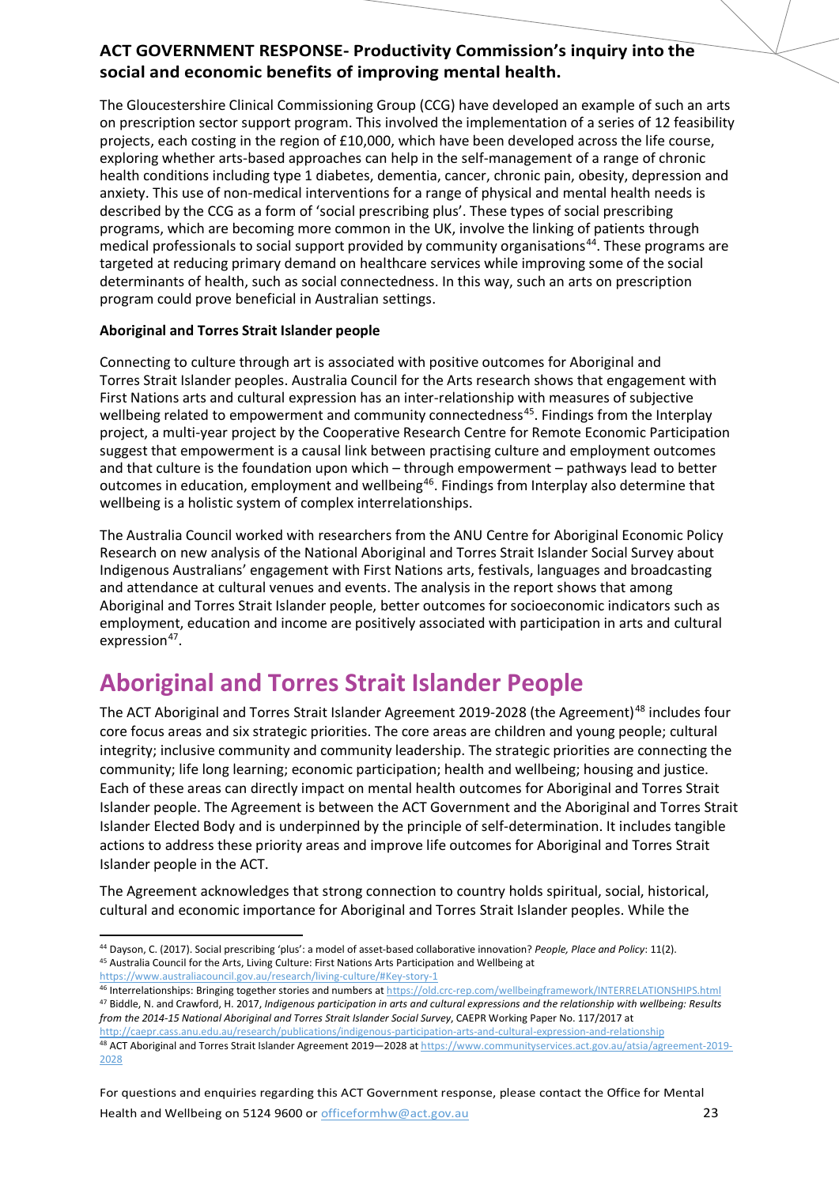The Gloucestershire Clinical Commissioning Group (CCG) have developed an example of such an arts on prescription sector support program. This involved the implementation of a series of 12 feasibility projects, each costing in the region of £10,000, which have been developed across the life course, exploring whether arts-based approaches can help in the self-management of a range of chronic health conditions including type 1 diabetes, dementia, cancer, chronic pain, obesity, depression and anxiety. This use of non-medical interventions for a range of physical and mental health needs is described by the CCG as a form of 'social prescribing plus'. These types of social prescribing programs, which are becoming more common in the UK, involve the linking of patients through medical professionals to social support provided by community organisations[44]. These programs are targeted at reducing primary demand on healthcare services while improving some of the social determinants of health, such as social connectedness. In this way, such an arts on prescription program could prove beneficial in Australian settings.

**Aboriginal and Torres Strait Islander people**

Connecting to culture through art is associated with positive outcomes for Aboriginal and Torres Strait Islander peoples. Australia Council for the Arts research shows that engagement with First Nations arts and cultural expression has an inter-relationship with measures of subjective wellbeing related to empowerment and community connectedness[45]. Findings from the Interplay project, a multi-year project by the Cooperative Research Centre for Remote Economic Participation suggest that empowerment is a causal link between practising culture and employment outcomes and that culture is the foundation upon which – through empowerment – pathways lead to better outcomes in education, employment and wellbeing[46]. Findings from Interplay also determine that wellbeing is a holistic system of complex interrelationships.

The Australia Council worked with researchers from the ANU Centre for Aboriginal Economic Policy Research on new analysis of the National Aboriginal and Torres Strait Islander Social Survey about Indigenous Australians' engagement with First Nations arts, festivals, languages and broadcasting and attendance at cultural venues and events. The analysis in the report shows that among Aboriginal and Torres Strait Islander people, better outcomes for socioeconomic indicators such as employment, education and income are positively associated with participation in arts and cultural expression[47].

# Aboriginal and Torres Strait Islander People

The ACT Aboriginal and Torres Strait Islander Agreement 2019-2028 (the Agreement)[48] includes four core focus areas and six strategic priorities. The core areas are children and young people; cultural integrity; inclusive community and community leadership. The strategic priorities are connecting the community; life long learning; economic participation; health and wellbeing; housing and justice. Each of these areas can directly impact on mental health outcomes for Aboriginal and Torres Strait Islander people. The Agreement is between the ACT Government and the Aboriginal and Torres Strait Islander Elected Body and is underpinned by the principle of self-determination. It includes tangible actions to address these priority areas and improve life outcomes for Aboriginal and Torres Strait Islander people in the ACT.

The Agreement acknowledges that strong connection to country holds spiritual, social, historical, cultural and economic importance for Aboriginal and Torres Strait Islander peoples. While the

---

[44] Dayson, C. (2017). Social prescribing 'plus': a model of asset-based collaborative innovation? *People, Place and Policy*: 11(2).

[45] Australia Council for the Arts, Living Culture: First Nations Arts Participation and Wellbeing at https://www.australiacouncil.gov.au/research/living-culture/#Key-story-1

[46] Interrelationships: Bringing together stories and numbers at https://old.crc-rep.com/wellbeingframework/INTERRELATIONSHIPS.html

[47] Biddle, N. and Crawford, H. 2017, *Indigenous participation in arts and cultural expressions and the relationship with wellbeing: Results from the 2014-15 National Aboriginal and Torres Strait Islander Social Survey*, CAEPR Working Paper No. 117/2017 at http://caepr.cass.anu.edu.au/research/publications/indigenous-participation-arts-and-cultural-expression-and-relationship

[48] ACT Aboriginal and Torres Strait Islander Agreement 2019—2028 at https://www.communityservices.act.gov.au/atsia/agreement-2019-2028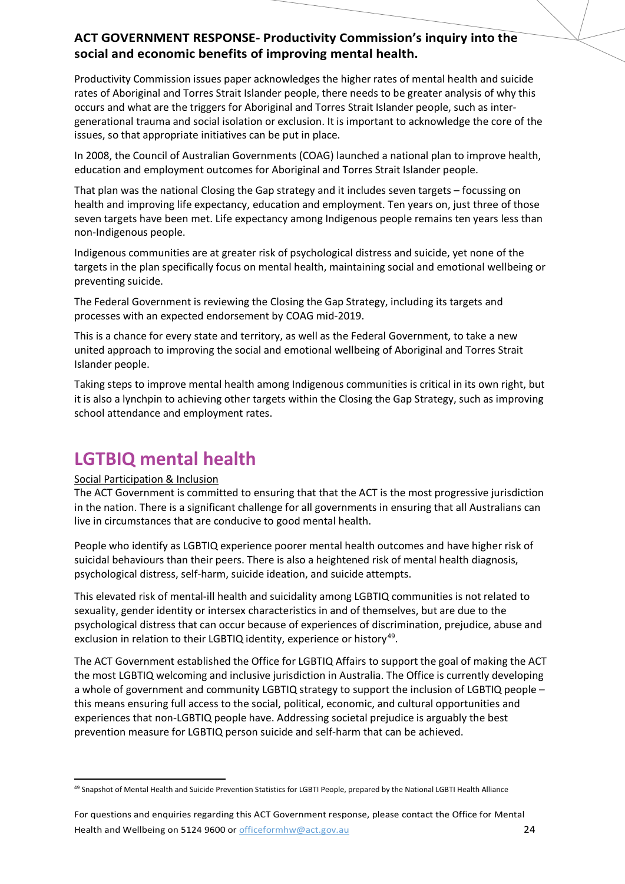**ACT GOVERNMENT RESPONSE- Productivity Commission's inquiry into the social and economic benefits of improving mental health.**

Productivity Commission issues paper acknowledges the higher rates of mental health and suicide rates of Aboriginal and Torres Strait Islander people, there needs to be greater analysis of why this occurs and what are the triggers for Aboriginal and Torres Strait Islander people, such as inter-generational trauma and social isolation or exclusion. It is important to acknowledge the core of the issues, so that appropriate initiatives can be put in place.

In 2008, the Council of Australian Governments (COAG) launched a national plan to improve health, education and employment outcomes for Aboriginal and Torres Strait Islander people.

That plan was the national Closing the Gap strategy and it includes seven targets – focussing on health and improving life expectancy, education and employment. Ten years on, just three of those seven targets have been met. Life expectancy among Indigenous people remains ten years less than non-Indigenous people.

Indigenous communities are at greater risk of psychological distress and suicide, yet none of the targets in the plan specifically focus on mental health, maintaining social and emotional wellbeing or preventing suicide.

The Federal Government is reviewing the Closing the Gap Strategy, including its targets and processes with an expected endorsement by COAG mid-2019.

This is a chance for every state and territory, as well as the Federal Government, to take a new united approach to improving the social and emotional wellbeing of Aboriginal and Torres Strait Islander people.

Taking steps to improve mental health among Indigenous communities is critical in its own right, but it is also a lynchpin to achieving other targets within the Closing the Gap Strategy, such as improving school attendance and employment rates.

# LGTBIQ mental health

<u>Social Participation & Inclusion</u>

The ACT Government is committed to ensuring that that the ACT is the most progressive jurisdiction in the nation. There is a significant challenge for all governments in ensuring that all Australians can live in circumstances that are conducive to good mental health.

People who identify as LGBTIQ experience poorer mental health outcomes and have higher risk of suicidal behaviours than their peers. There is also a heightened risk of mental health diagnosis, psychological distress, self-harm, suicide ideation, and suicide attempts.

This elevated risk of mental-ill health and suicidality among LGBTIQ communities is not related to sexuality, gender identity or intersex characteristics in and of themselves, but are due to the psychological distress that can occur because of experiences of discrimination, prejudice, abuse and exclusion in relation to their LGBTIQ identity, experience or history[49].

The ACT Government established the Office for LGBTIQ Affairs to support the goal of making the ACT the most LGBTIQ welcoming and inclusive jurisdiction in Australia. The Office is currently developing a whole of government and community LGBTIQ strategy to support the inclusion of LGBTIQ people – this means ensuring full access to the social, political, economic, and cultural opportunities and experiences that non-LGBTIQ people have. Addressing societal prejudice is arguably the best prevention measure for LGBTIQ person suicide and self-harm that can be achieved.

[49] Snapshot of Mental Health and Suicide Prevention Statistics for LGBTI People, prepared by the National LGBTI Health Alliance

For questions and enquiries regarding this ACT Government response, please contact the Office for Mental Health and Wellbeing on 5124 9600 or officeformhw@act.gov.au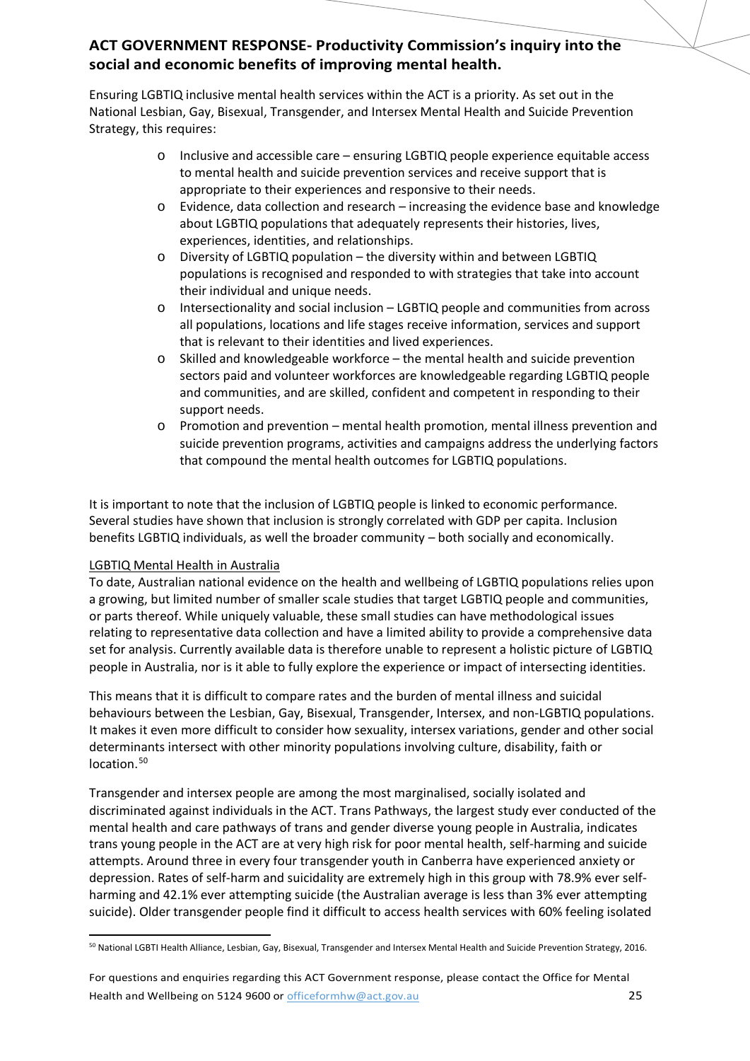## ACT GOVERNMENT RESPONSE- Productivity Commission's inquiry into the social and economic benefits of improving mental health.

Ensuring LGBTIQ inclusive mental health services within the ACT is a priority. As set out in the National Lesbian, Gay, Bisexual, Transgender, and Intersex Mental Health and Suicide Prevention Strategy, this requires:

- Inclusive and accessible care – ensuring LGBTIQ people experience equitable access to mental health and suicide prevention services and receive support that is appropriate to their experiences and responsive to their needs.
- Evidence, data collection and research – increasing the evidence base and knowledge about LGBTIQ populations that adequately represents their histories, lives, experiences, identities, and relationships.
- Diversity of LGBTIQ population – the diversity within and between LGBTIQ populations is recognised and responded to with strategies that take into account their individual and unique needs.
- Intersectionality and social inclusion – LGBTIQ people and communities from across all populations, locations and life stages receive information, services and support that is relevant to their identities and lived experiences.
- Skilled and knowledgeable workforce – the mental health and suicide prevention sectors paid and volunteer workforces are knowledgeable regarding LGBTIQ people and communities, and are skilled, confident and competent in responding to their support needs.
- Promotion and prevention – mental health promotion, mental illness prevention and suicide prevention programs, activities and campaigns address the underlying factors that compound the mental health outcomes for LGBTIQ populations.

It is important to note that the inclusion of LGBTIQ people is linked to economic performance. Several studies have shown that inclusion is strongly correlated with GDP per capita. Inclusion benefits LGBTIQ individuals, as well the broader community – both socially and economically.

### LGBTIQ Mental Health in Australia

To date, Australian national evidence on the health and wellbeing of LGBTIQ populations relies upon a growing, but limited number of smaller scale studies that target LGBTIQ people and communities, or parts thereof. While uniquely valuable, these small studies can have methodological issues relating to representative data collection and have a limited ability to provide a comprehensive data set for analysis. Currently available data is therefore unable to represent a holistic picture of LGBTIQ people in Australia, nor is it able to fully explore the experience or impact of intersecting identities.

This means that it is difficult to compare rates and the burden of mental illness and suicidal behaviours between the Lesbian, Gay, Bisexual, Transgender, Intersex, and non-LGBTIQ populations. It makes it even more difficult to consider how sexuality, intersex variations, gender and other social determinants intersect with other minority populations involving culture, disability, faith or location.[50]

Transgender and intersex people are among the most marginalised, socially isolated and discriminated against individuals in the ACT. Trans Pathways, the largest study ever conducted of the mental health and care pathways of trans and gender diverse young people in Australia, indicates trans young people in the ACT are at very high risk for poor mental health, self-harming and suicide attempts. Around three in every four transgender youth in Canberra have experienced anxiety or depression. Rates of self-harm and suicidality are extremely high in this group with 78.9% ever self-harming and 42.1% ever attempting suicide (the Australian average is less than 3% ever attempting suicide). Older transgender people find it difficult to access health services with 60% feeling isolated

[50] National LGBTI Health Alliance, Lesbian, Gay, Bisexual, Transgender and Intersex Mental Health and Suicide Prevention Strategy, 2016.

For questions and enquiries regarding this ACT Government response, please contact the Office for Mental Health and Wellbeing on 5124 9600 or officeformhw@act.gov.au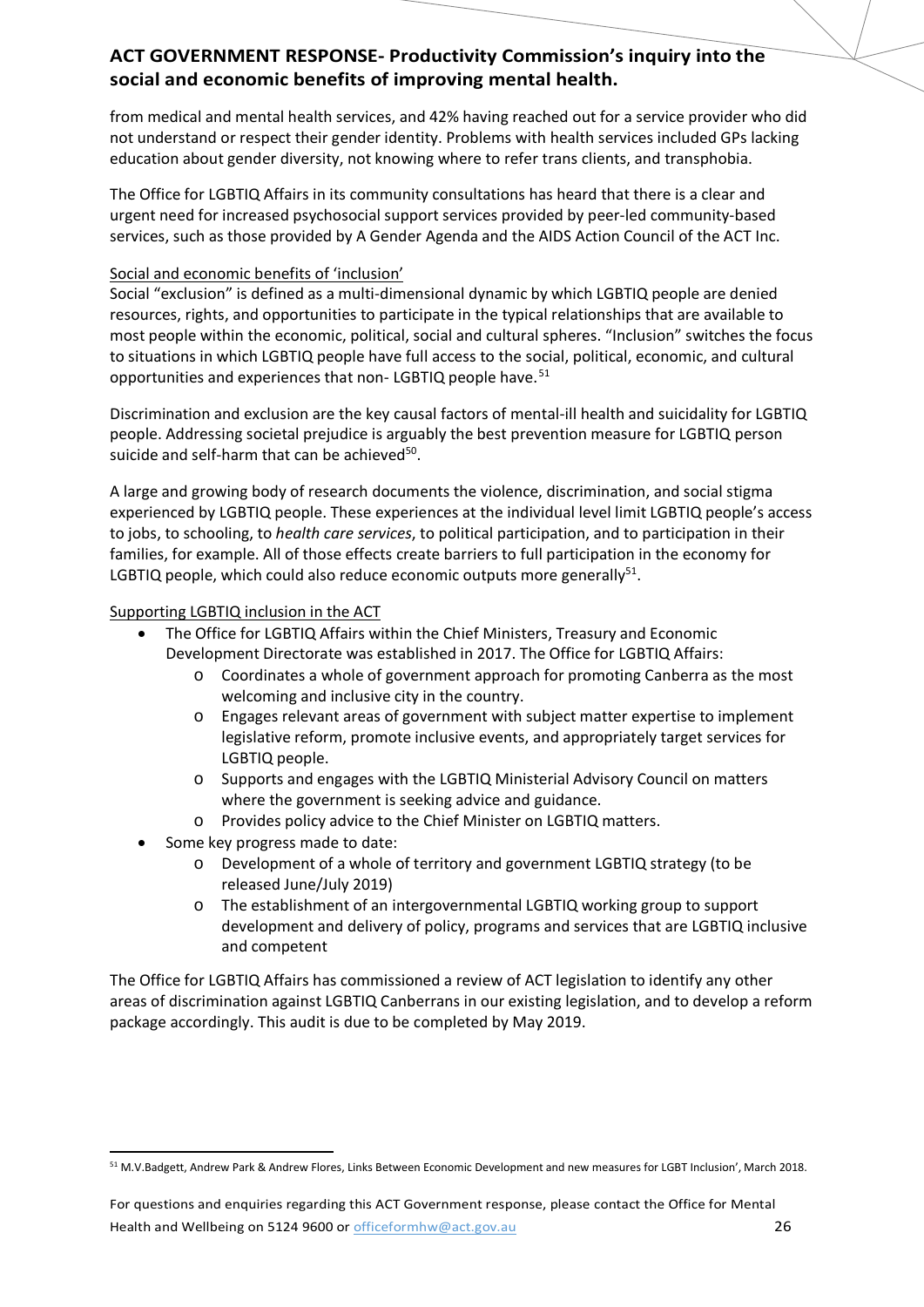from medical and mental health services, and 42% having reached out for a service provider who did not understand or respect their gender identity. Problems with health services included GPs lacking education about gender diversity, not knowing where to refer trans clients, and transphobia.

The Office for LGBTIQ Affairs in its community consultations has heard that there is a clear and urgent need for increased psychosocial support services provided by peer-led community-based services, such as those provided by A Gender Agenda and the AIDS Action Council of the ACT Inc.

<u>Social and economic benefits of 'inclusion'</u>

Social "exclusion" is defined as a multi-dimensional dynamic by which LGBTIQ people are denied resources, rights, and opportunities to participate in the typical relationships that are available to most people within the economic, political, social and cultural spheres. "Inclusion" switches the focus to situations in which LGBTIQ people have full access to the social, political, economic, and cultural opportunities and experiences that non- LGBTIQ people have.[51]

Discrimination and exclusion are the key causal factors of mental-ill health and suicidality for LGBTIQ people. Addressing societal prejudice is arguably the best prevention measure for LGBTIQ person suicide and self-harm that can be achieved[50].

A large and growing body of research documents the violence, discrimination, and social stigma experienced by LGBTIQ people. These experiences at the individual level limit LGBTIQ people's access to jobs, to schooling, to *health care services*, to political participation, and to participation in their families, for example. All of those effects create barriers to full participation in the economy for LGBTIQ people, which could also reduce economic outputs more generally[51].

<u>Supporting LGBTIQ inclusion in the ACT</u>

- The Office for LGBTIQ Affairs within the Chief Ministers, Treasury and Economic Development Directorate was established in 2017. The Office for LGBTIQ Affairs:
  - Coordinates a whole of government approach for promoting Canberra as the most welcoming and inclusive city in the country.
  - Engages relevant areas of government with subject matter expertise to implement legislative reform, promote inclusive events, and appropriately target services for LGBTIQ people.
  - Supports and engages with the LGBTIQ Ministerial Advisory Council on matters where the government is seeking advice and guidance.
  - Provides policy advice to the Chief Minister on LGBTIQ matters.
- Some key progress made to date:
  - Development of a whole of territory and government LGBTIQ strategy (to be released June/July 2019)
  - The establishment of an intergovernmental LGBTIQ working group to support development and delivery of policy, programs and services that are LGBTIQ inclusive and competent

The Office for LGBTIQ Affairs has commissioned a review of ACT legislation to identify any other areas of discrimination against LGBTIQ Canberrans in our existing legislation, and to develop a reform package accordingly. This audit is due to be completed by May 2019.

---

[51] M.V.Badgett, Andrew Park & Andrew Flores, Links Between Economic Development and new measures for LGBT Inclusion', March 2018.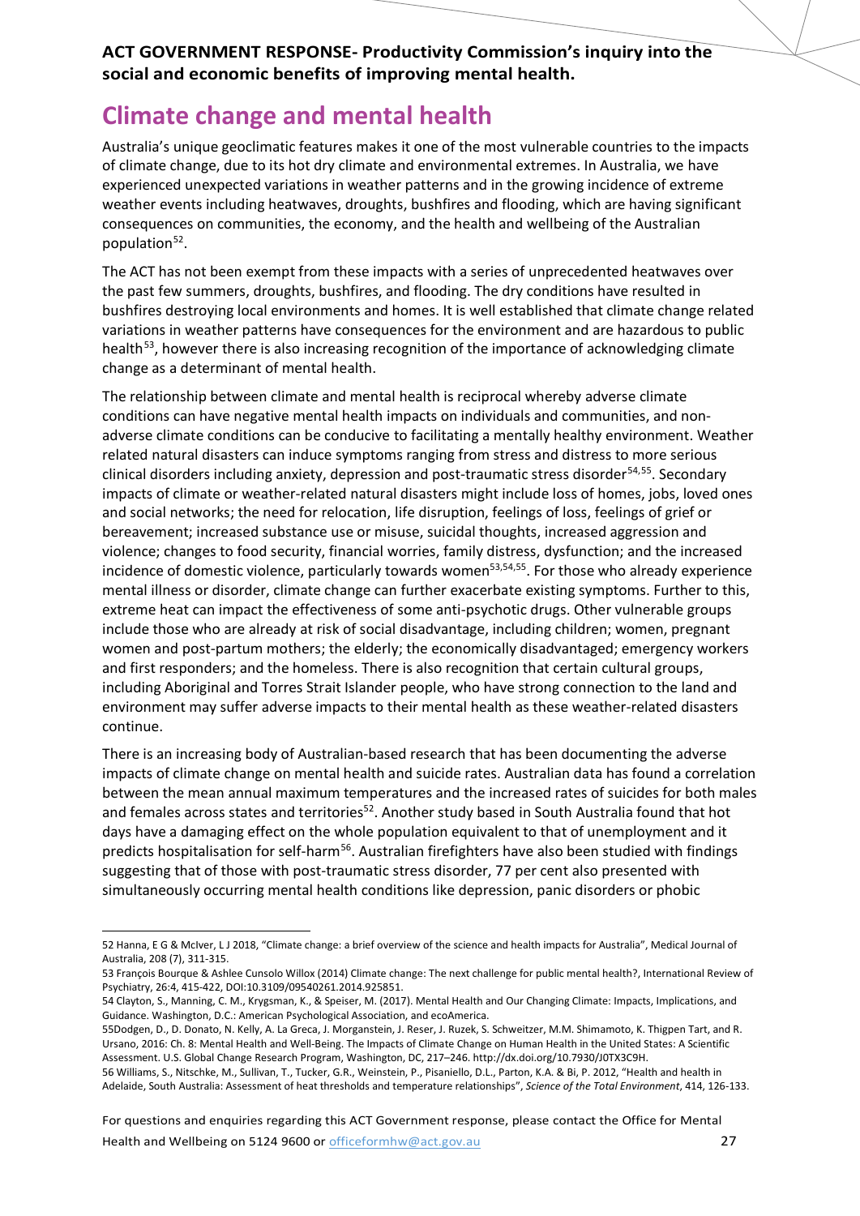# Climate change and mental health

Australia's unique geoclimatic features makes it one of the most vulnerable countries to the impacts of climate change, due to its hot dry climate and environmental extremes. In Australia, we have experienced unexpected variations in weather patterns and in the growing incidence of extreme weather events including heatwaves, droughts, bushfires and flooding, which are having significant consequences on communities, the economy, and the health and wellbeing of the Australian population[52].

The ACT has not been exempt from these impacts with a series of unprecedented heatwaves over the past few summers, droughts, bushfires, and flooding. The dry conditions have resulted in bushfires destroying local environments and homes. It is well established that climate change related variations in weather patterns have consequences for the environment and are hazardous to public health[53], however there is also increasing recognition of the importance of acknowledging climate change as a determinant of mental health.

The relationship between climate and mental health is reciprocal whereby adverse climate conditions can have negative mental health impacts on individuals and communities, and non-adverse climate conditions can be conducive to facilitating a mentally healthy environment. Weather related natural disasters can induce symptoms ranging from stress and distress to more serious clinical disorders including anxiety, depression and post-traumatic stress disorder[54,55]. Secondary impacts of climate or weather-related natural disasters might include loss of homes, jobs, loved ones and social networks; the need for relocation, life disruption, feelings of loss, feelings of grief or bereavement; increased substance use or misuse, suicidal thoughts, increased aggression and violence; changes to food security, financial worries, family distress, dysfunction; and the increased incidence of domestic violence, particularly towards women[53,54,55]. For those who already experience mental illness or disorder, climate change can further exacerbate existing symptoms. Further to this, extreme heat can impact the effectiveness of some anti-psychotic drugs. Other vulnerable groups include those who are already at risk of social disadvantage, including children; women, pregnant women and post-partum mothers; the elderly; the economically disadvantaged; emergency workers and first responders; and the homeless. There is also recognition that certain cultural groups, including Aboriginal and Torres Strait Islander people, who have strong connection to the land and environment may suffer adverse impacts to their mental health as these weather-related disasters continue.

There is an increasing body of Australian-based research that has been documenting the adverse impacts of climate change on mental health and suicide rates. Australian data has found a correlation between the mean annual maximum temperatures and the increased rates of suicides for both males and females across states and territories[52]. Another study based in South Australia found that hot days have a damaging effect on the whole population equivalent to that of unemployment and it predicts hospitalisation for self-harm[56]. Australian firefighters have also been studied with findings suggesting that of those with post-traumatic stress disorder, 77 per cent also presented with simultaneously occurring mental health conditions like depression, panic disorders or phobic

---

52 Hanna, E G & McIver, L J 2018, "Climate change: a brief overview of the science and health impacts for Australia", Medical Journal of Australia, 208 (7), 311-315.

53 François Bourque & Ashlee Cunsolo Willox (2014) Climate change: The next challenge for public mental health?, International Review of Psychiatry, 26:4, 415-422, DOI:10.3109/09540261.2014.925851.

54 Clayton, S., Manning, C. M., Krygsman, K., & Speiser, M. (2017). Mental Health and Our Changing Climate: Impacts, Implications, and Guidance. Washington, D.C.: American Psychological Association, and ecoAmerica.

55Dodgen, D., D. Donato, N. Kelly, A. La Greca, J. Morganstein, J. Reser, J. Ruzek, S. Schweitzer, M.M. Shimamoto, K. Thigpen Tart, and R. Ursano, 2016: Ch. 8: Mental Health and Well-Being. The Impacts of Climate Change on Human Health in the United States: A Scientific Assessment. U.S. Global Change Research Program, Washington, DC, 217–246. http://dx.doi.org/10.7930/J0TX3C9H.

56 Williams, S., Nitschke, M., Sullivan, T., Tucker, G.R., Weinstein, P., Pisaniello, D.L., Parton, K.A. & Bi, P. 2012, "Health and health in Adelaide, South Australia: Assessment of heat thresholds and temperature relationships", *Science of the Total Environment*, 414, 126-133.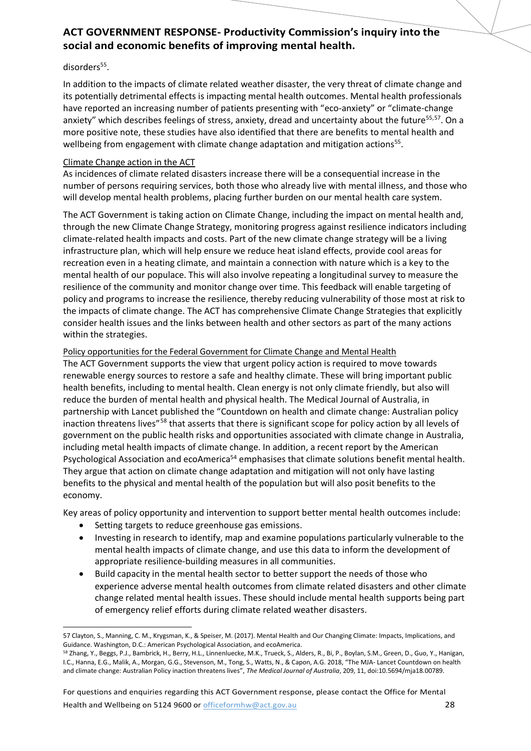disorders[55].

In addition to the impacts of climate related weather disaster, the very threat of climate change and its potentially detrimental effects is impacting mental health outcomes. Mental health professionals have reported an increasing number of patients presenting with "eco-anxiety" or "climate-change anxiety" which describes feelings of stress, anxiety, dread and uncertainty about the future[55,57]. On a more positive note, these studies have also identified that there are benefits to mental health and wellbeing from engagement with climate change adaptation and mitigation actions[55].

<u>Climate Change action in the ACT</u>

As incidences of climate related disasters increase there will be a consequential increase in the number of persons requiring services, both those who already live with mental illness, and those who will develop mental health problems, placing further burden on our mental health care system.

The ACT Government is taking action on Climate Change, including the impact on mental health and, through the new Climate Change Strategy, monitoring progress against resilience indicators including climate-related health impacts and costs. Part of the new climate change strategy will be a living infrastructure plan, which will help ensure we reduce heat island effects, provide cool areas for recreation even in a heating climate, and maintain a connection with nature which is a key to the mental health of our populace. This will also involve repeating a longitudinal survey to measure the resilience of the community and monitor change over time. This feedback will enable targeting of policy and programs to increase the resilience, thereby reducing vulnerability of those most at risk to the impacts of climate change. The ACT has comprehensive Climate Change Strategies that explicitly consider health issues and the links between health and other sectors as part of the many actions within the strategies.

<u>Policy opportunities for the Federal Government for Climate Change and Mental Health</u>

The ACT Government supports the view that urgent policy action is required to move towards renewable energy sources to restore a safe and healthy climate. These will bring important public health benefits, including to mental health. Clean energy is not only climate friendly, but also will reduce the burden of mental health and physical health. The Medical Journal of Australia, in partnership with Lancet published the "Countdown on health and climate change: Australian policy inaction threatens lives"[58] that asserts that there is significant scope for policy action by all levels of government on the public health risks and opportunities associated with climate change in Australia, including metal health impacts of climate change. In addition, a recent report by the American Psychological Association and ecoAmerica[54] emphasises that climate solutions benefit mental health. They argue that action on climate change adaptation and mitigation will not only have lasting benefits to the physical and mental health of the population but will also posit benefits to the economy.

Key areas of policy opportunity and intervention to support better mental health outcomes include:

- Setting targets to reduce greenhouse gas emissions.
- Investing in research to identify, map and examine populations particularly vulnerable to the mental health impacts of climate change, and use this data to inform the development of appropriate resilience-building measures in all communities.
- Build capacity in the mental health sector to better support the needs of those who experience adverse mental health outcomes from climate related disasters and other climate change related mental health issues. These should include mental health supports being part of emergency relief efforts during climate related weather disasters.

---

57 Clayton, S., Manning, C. M., Krygsman, K., & Speiser, M. (2017). Mental Health and Our Changing Climate: Impacts, Implications, and Guidance. Washington, D.C.: American Psychological Association, and ecoAmerica.

58 Zhang, Y., Beggs, P.J., Bambrick, H., Berry, H.L., Linnenluecke, M.K., Trueck, S., Alders, R., Bi, P., Boylan, S.M., Green, D., Guo, Y., Hanigan, I.C., Hanna, E.G., Malik, A., Morgan, G.G., Stevenson, M., Tong, S., Watts, N., & Capon, A.G. 2018, "The MJA- Lancet Countdown on health and climate change: Australian Policy inaction threatens lives", *The Medical Journal of Australia*, 209, 11, doi:10.5694/mja18.00789.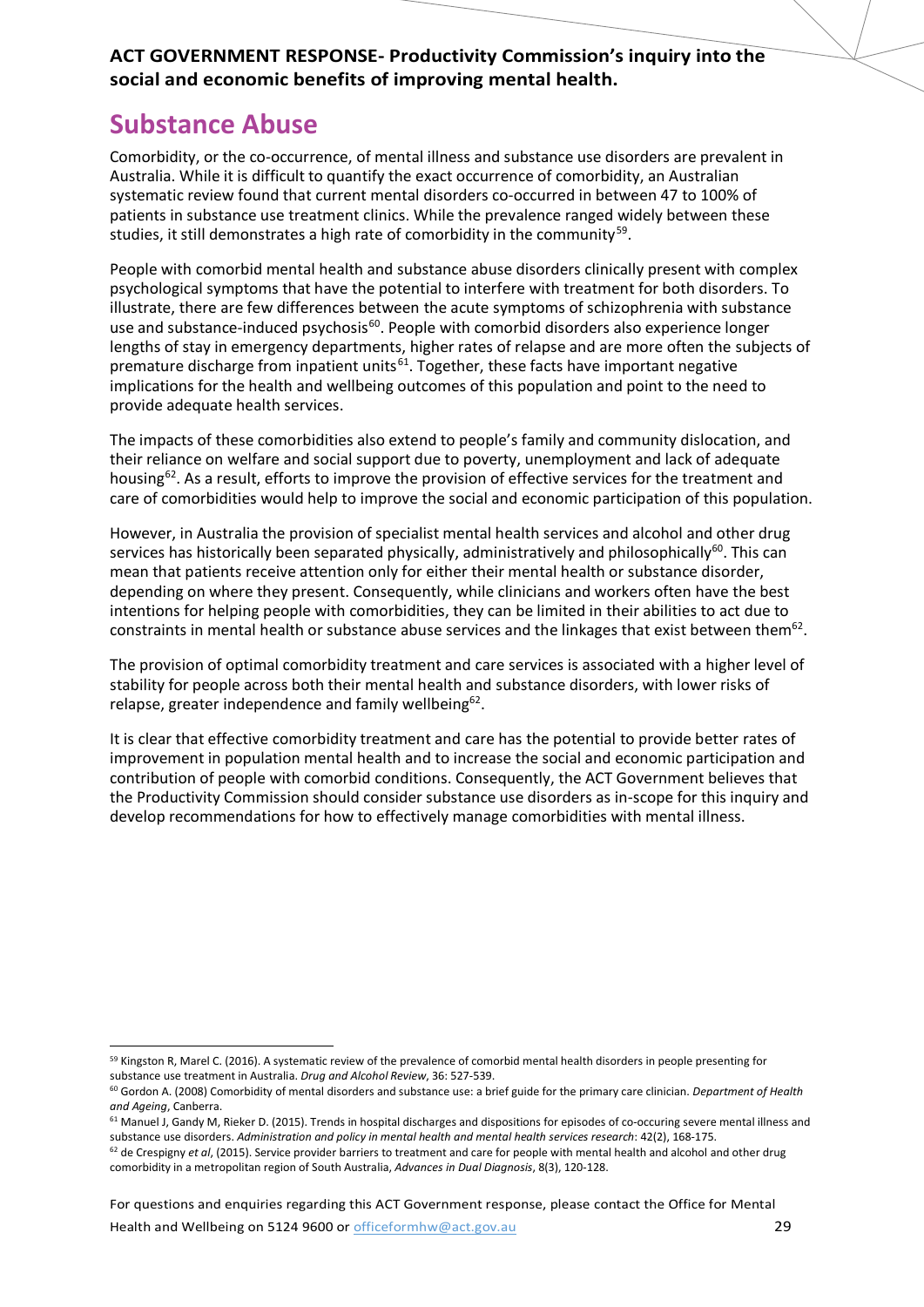# Substance Abuse

Comorbidity, or the co-occurrence, of mental illness and substance use disorders are prevalent in Australia. While it is difficult to quantify the exact occurrence of comorbidity, an Australian systematic review found that current mental disorders co-occurred in between 47 to 100% of patients in substance use treatment clinics. While the prevalence ranged widely between these studies, it still demonstrates a high rate of comorbidity in the community[59].

People with comorbid mental health and substance abuse disorders clinically present with complex psychological symptoms that have the potential to interfere with treatment for both disorders. To illustrate, there are few differences between the acute symptoms of schizophrenia with substance use and substance-induced psychosis[60]. People with comorbid disorders also experience longer lengths of stay in emergency departments, higher rates of relapse and are more often the subjects of premature discharge from inpatient units[61]. Together, these facts have important negative implications for the health and wellbeing outcomes of this population and point to the need to provide adequate health services.

The impacts of these comorbidities also extend to people's family and community dislocation, and their reliance on welfare and social support due to poverty, unemployment and lack of adequate housing[62]. As a result, efforts to improve the provision of effective services for the treatment and care of comorbidities would help to improve the social and economic participation of this population.

However, in Australia the provision of specialist mental health services and alcohol and other drug services has historically been separated physically, administratively and philosophically[60]. This can mean that patients receive attention only for either their mental health or substance disorder, depending on where they present. Consequently, while clinicians and workers often have the best intentions for helping people with comorbidities, they can be limited in their abilities to act due to constraints in mental health or substance abuse services and the linkages that exist between them[62].

The provision of optimal comorbidity treatment and care services is associated with a higher level of stability for people across both their mental health and substance disorders, with lower risks of relapse, greater independence and family wellbeing[62].

It is clear that effective comorbidity treatment and care has the potential to provide better rates of improvement in population mental health and to increase the social and economic participation and contribution of people with comorbid conditions. Consequently, the ACT Government believes that the Productivity Commission should consider substance use disorders as in-scope for this inquiry and develop recommendations for how to effectively manage comorbidities with mental illness.

---

[59] Kingston R, Marel C. (2016). A systematic review of the prevalence of comorbid mental health disorders in people presenting for substance use treatment in Australia. *Drug and Alcohol Review*, 36: 527-539.

[60] Gordon A. (2008) Comorbidity of mental disorders and substance use: a brief guide for the primary care clinician. *Department of Health and Ageing*, Canberra.

[61] Manuel J, Gandy M, Rieker D. (2015). Trends in hospital discharges and dispositions for episodes of co-occuring severe mental illness and substance use disorders. *Administration and policy in mental health and mental health services research*: 42(2), 168-175.

[62] de Crespigny *et al*, (2015). Service provider barriers to treatment and care for people with mental health and alcohol and other drug comorbidity in a metropolitan region of South Australia, *Advances in Dual Diagnosis*, 8(3), 120-128.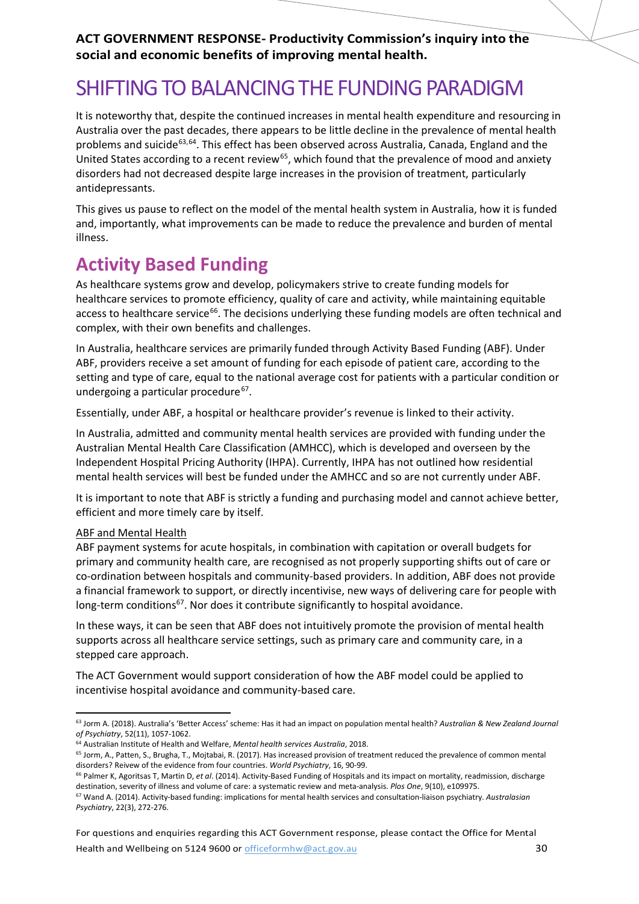# SHIFTING TO BALANCING THE FUNDING PARADIGM

It is noteworthy that, despite the continued increases in mental health expenditure and resourcing in Australia over the past decades, there appears to be little decline in the prevalence of mental health problems and suicide[63,64]. This effect has been observed across Australia, Canada, England and the United States according to a recent review[65], which found that the prevalence of mood and anxiety disorders had not decreased despite large increases in the provision of treatment, particularly antidepressants.

This gives us pause to reflect on the model of the mental health system in Australia, how it is funded and, importantly, what improvements can be made to reduce the prevalence and burden of mental illness.

## Activity Based Funding

As healthcare systems grow and develop, policymakers strive to create funding models for healthcare services to promote efficiency, quality of care and activity, while maintaining equitable access to healthcare service[66]. The decisions underlying these funding models are often technical and complex, with their own benefits and challenges.

In Australia, healthcare services are primarily funded through Activity Based Funding (ABF). Under ABF, providers receive a set amount of funding for each episode of patient care, according to the setting and type of care, equal to the national average cost for patients with a particular condition or undergoing a particular procedure[67].

Essentially, under ABF, a hospital or healthcare provider's revenue is linked to their activity.

In Australia, admitted and community mental health services are provided with funding under the Australian Mental Health Care Classification (AMHCC), which is developed and overseen by the Independent Hospital Pricing Authority (IHPA). Currently, IHPA has not outlined how residential mental health services will best be funded under the AMHCC and so are not currently under ABF.

It is important to note that ABF is strictly a funding and purchasing model and cannot achieve better, efficient and more timely care by itself.

ABF and Mental Health

ABF payment systems for acute hospitals, in combination with capitation or overall budgets for primary and community health care, are recognised as not properly supporting shifts out of care or co-ordination between hospitals and community-based providers. In addition, ABF does not provide a financial framework to support, or directly incentivise, new ways of delivering care for people with long-term conditions[67]. Nor does it contribute significantly to hospital avoidance.

In these ways, it can be seen that ABF does not intuitively promote the provision of mental health supports across all healthcare service settings, such as primary care and community care, in a stepped care approach.

The ACT Government would support consideration of how the ABF model could be applied to incentivise hospital avoidance and community-based care.

---

[63] Jorm A. (2018). Australia's 'Better Access' scheme: Has it had an impact on population mental health? *Australian & New Zealand Journal of Psychiatry*, 52(11), 1057-1062.

[64] Australian Institute of Health and Welfare, *Mental health services Australia*, 2018.

[65] Jorm, A., Patten, S., Brugha, T., Mojtabai, R. (2017). Has increased provision of treatment reduced the prevalence of common mental disorders? Reivew of the evidence from four countries. *World Psychiatry*, 16, 90-99.

[66] Palmer K, Agoritsas T, Martin D, *et al*. (2014). Activity-Based Funding of Hospitals and its impact on mortality, readmission, discharge destination, severity of illness and volume of care: a systematic review and meta-analysis. *Plos One*, 9(10), e109975.

[67] Wand A. (2014). Activity-based funding: implications for mental health services and consultation-liaison psychiatry. *Australasian Psychiatry*, 22(3), 272-276.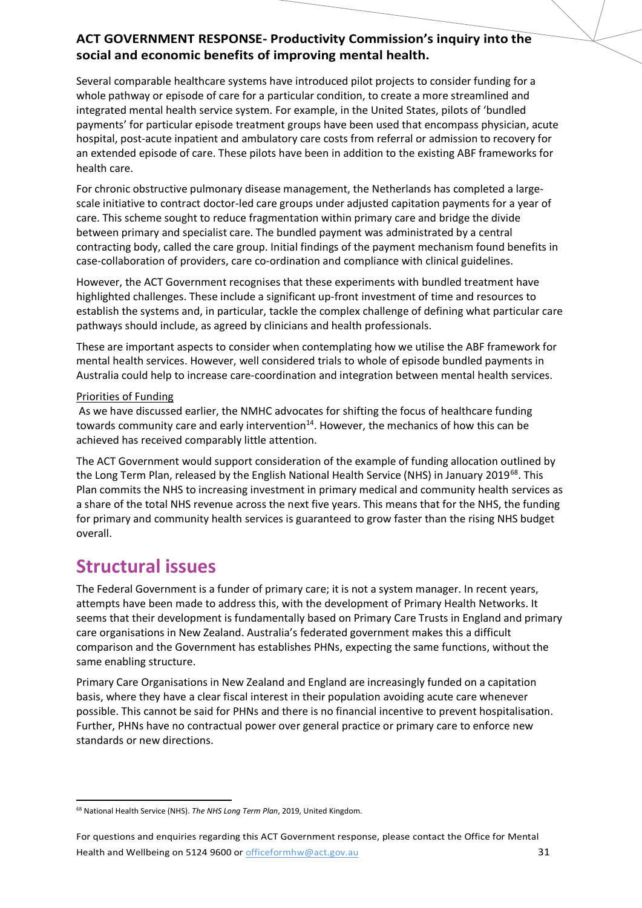**ACT GOVERNMENT RESPONSE- Productivity Commission's inquiry into the social and economic benefits of improving mental health.**

Several comparable healthcare systems have introduced pilot projects to consider funding for a whole pathway or episode of care for a particular condition, to create a more streamlined and integrated mental health service system. For example, in the United States, pilots of 'bundled payments' for particular episode treatment groups have been used that encompass physician, acute hospital, post-acute inpatient and ambulatory care costs from referral or admission to recovery for an extended episode of care. These pilots have been in addition to the existing ABF frameworks for health care.

For chronic obstructive pulmonary disease management, the Netherlands has completed a large-scale initiative to contract doctor-led care groups under adjusted capitation payments for a year of care. This scheme sought to reduce fragmentation within primary care and bridge the divide between primary and specialist care. The bundled payment was administrated by a central contracting body, called the care group. Initial findings of the payment mechanism found benefits in case-collaboration of providers, care co-ordination and compliance with clinical guidelines.

However, the ACT Government recognises that these experiments with bundled treatment have highlighted challenges. These include a significant up-front investment of time and resources to establish the systems and, in particular, tackle the complex challenge of defining what particular care pathways should include, as agreed by clinicians and health professionals.

These are important aspects to consider when contemplating how we utilise the ABF framework for mental health services. However, well considered trials to whole of episode bundled payments in Australia could help to increase care-coordination and integration between mental health services.

Priorities of Funding

As we have discussed earlier, the NMHC advocates for shifting the focus of healthcare funding towards community care and early intervention[14]. However, the mechanics of how this can be achieved has received comparably little attention.

The ACT Government would support consideration of the example of funding allocation outlined by the Long Term Plan, released by the English National Health Service (NHS) in January 2019[68]. This Plan commits the NHS to increasing investment in primary medical and community health services as a share of the total NHS revenue across the next five years. This means that for the NHS, the funding for primary and community health services is guaranteed to grow faster than the rising NHS budget overall.

# Structural issues

The Federal Government is a funder of primary care; it is not a system manager. In recent years, attempts have been made to address this, with the development of Primary Health Networks. It seems that their development is fundamentally based on Primary Care Trusts in England and primary care organisations in New Zealand. Australia's federated government makes this a difficult comparison and the Government has establishes PHNs, expecting the same functions, without the same enabling structure.

Primary Care Organisations in New Zealand and England are increasingly funded on a capitation basis, where they have a clear fiscal interest in their population avoiding acute care whenever possible. This cannot be said for PHNs and there is no financial incentive to prevent hospitalisation. Further, PHNs have no contractual power over general practice or primary care to enforce new standards or new directions.

[68] National Health Service (NHS). *The NHS Long Term Plan*, 2019, United Kingdom.

For questions and enquiries regarding this ACT Government response, please contact the Office for Mental Health and Wellbeing on 5124 9600 or officeformhw@act.gov.au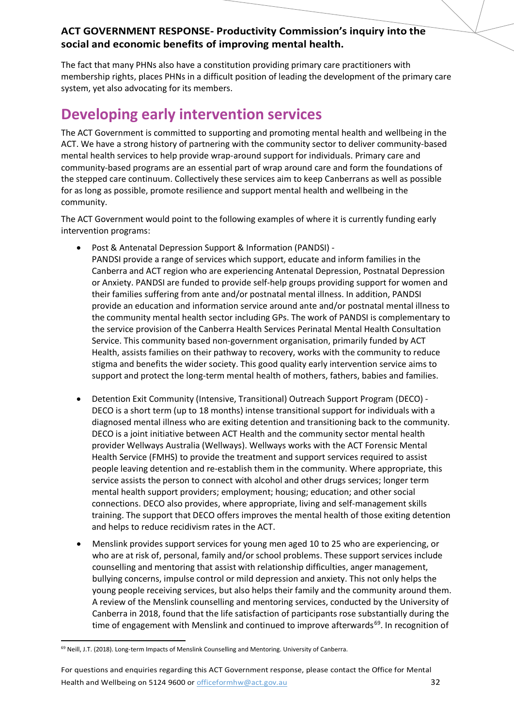The fact that many PHNs also have a constitution providing primary care practitioners with membership rights, places PHNs in a difficult position of leading the development of the primary care system, yet also advocating for its members.

# Developing early intervention services

The ACT Government is committed to supporting and promoting mental health and wellbeing in the ACT. We have a strong history of partnering with the community sector to deliver community-based mental health services to help provide wrap-around support for individuals. Primary care and community-based programs are an essential part of wrap around care and form the foundations of the stepped care continuum. Collectively these services aim to keep Canberrans as well as possible for as long as possible, promote resilience and support mental health and wellbeing in the community.

The ACT Government would point to the following examples of where it is currently funding early intervention programs:

- Post & Antenatal Depression Support & Information (PANDSI) -
  PANDSI provide a range of services which support, educate and inform families in the Canberra and ACT region who are experiencing Antenatal Depression, Postnatal Depression or Anxiety. PANDSI are funded to provide self-help groups providing support for women and their families suffering from ante and/or postnatal mental illness. In addition, PANDSI provide an education and information service around ante and/or postnatal mental illness to the community mental health sector including GPs. The work of PANDSI is complementary to the service provision of the Canberra Health Services Perinatal Mental Health Consultation Service. This community based non-government organisation, primarily funded by ACT Health, assists families on their pathway to recovery, works with the community to reduce stigma and benefits the wider society. This good quality early intervention service aims to support and protect the long-term mental health of mothers, fathers, babies and families.

- Detention Exit Community (Intensive, Transitional) Outreach Support Program (DECO) -
  DECO is a short term (up to 18 months) intense transitional support for individuals with a diagnosed mental illness who are exiting detention and transitioning back to the community. DECO is a joint initiative between ACT Health and the community sector mental health provider Wellways Australia (Wellways). Wellways works with the ACT Forensic Mental Health Service (FMHS) to provide the treatment and support services required to assist people leaving detention and re-establish them in the community. Where appropriate, this service assists the person to connect with alcohol and other drugs services; longer term mental health support providers; employment; housing; education; and other social connections. DECO also provides, where appropriate, living and self-management skills training. The support that DECO offers improves the mental health of those exiting detention and helps to reduce recidivism rates in the ACT.

- Menslink provides support services for young men aged 10 to 25 who are experiencing, or who are at risk of, personal, family and/or school problems. These support services include counselling and mentoring that assist with relationship difficulties, anger management, bullying concerns, impulse control or mild depression and anxiety. This not only helps the young people receiving services, but also helps their family and the community around them. A review of the Menslink counselling and mentoring services, conducted by the University of Canberra in 2018, found that the life satisfaction of participants rose substantially during the time of engagement with Menslink and continued to improve afterwards[69]. In recognition of

[69] Neill, J.T. (2018). Long-term Impacts of Menslink Counselling and Mentoring. University of Canberra.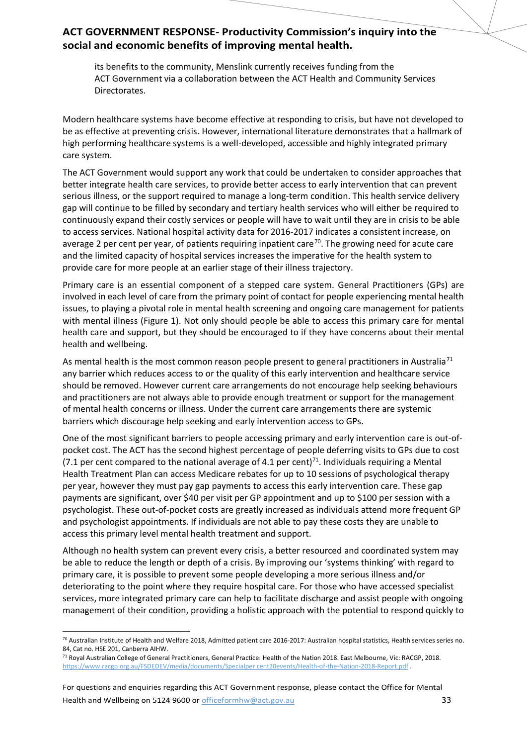its benefits to the community, Menslink currently receives funding from the ACT Government via a collaboration between the ACT Health and Community Services Directorates.

Modern healthcare systems have become effective at responding to crisis, but have not developed to be as effective at preventing crisis. However, international literature demonstrates that a hallmark of high performing healthcare systems is a well-developed, accessible and highly integrated primary care system.

The ACT Government would support any work that could be undertaken to consider approaches that better integrate health care services, to provide better access to early intervention that can prevent serious illness, or the support required to manage a long-term condition. This health service delivery gap will continue to be filled by secondary and tertiary health services who will either be required to continuously expand their costly services or people will have to wait until they are in crisis to be able to access services. National hospital activity data for 2016-2017 indicates a consistent increase, on average 2 per cent per year, of patients requiring inpatient care[70]. The growing need for acute care and the limited capacity of hospital services increases the imperative for the health system to provide care for more people at an earlier stage of their illness trajectory.

Primary care is an essential component of a stepped care system. General Practitioners (GPs) are involved in each level of care from the primary point of contact for people experiencing mental health issues, to playing a pivotal role in mental health screening and ongoing care management for patients with mental illness (Figure 1). Not only should people be able to access this primary care for mental health care and support, but they should be encouraged to if they have concerns about their mental health and wellbeing.

As mental health is the most common reason people present to general practitioners in Australia[71] any barrier which reduces access to or the quality of this early intervention and healthcare service should be removed. However current care arrangements do not encourage help seeking behaviours and practitioners are not always able to provide enough treatment or support for the management of mental health concerns or illness. Under the current care arrangements there are systemic barriers which discourage help seeking and early intervention access to GPs.

One of the most significant barriers to people accessing primary and early intervention care is out-of-pocket cost. The ACT has the second highest percentage of people deferring visits to GPs due to cost (7.1 per cent compared to the national average of 4.1 per cent)[71]. Individuals requiring a Mental Health Treatment Plan can access Medicare rebates for up to 10 sessions of psychological therapy per year, however they must pay gap payments to access this early intervention care. These gap payments are significant, over $40 per visit per GP appointment and up to $100 per session with a psychologist. These out-of-pocket costs are greatly increased as individuals attend more frequent GP and psychologist appointments. If individuals are not able to pay these costs they are unable to access this primary level mental health treatment and support.

Although no health system can prevent every crisis, a better resourced and coordinated system may be able to reduce the length or depth of a crisis. By improving our 'systems thinking' with regard to primary care, it is possible to prevent some people developing a more serious illness and/or deteriorating to the point where they require hospital care. For those who have accessed specialist services, more integrated primary care can help to facilitate discharge and assist people with ongoing management of their condition, providing a holistic approach with the potential to respond quickly to

---

[70] Australian Institute of Health and Welfare 2018, Admitted patient care 2016-2017: Australian hospital statistics, Health services series no. 84, Cat no. HSE 201, Canberra AIHW.

[71] Royal Australian College of General Practitioners, General Practice: Health of the Nation 2018. East Melbourne, Vic: RACGP, 2018. https://www.racgp.org.au/FSDEDEV/media/documents/Specialper cent20events/Health-of-the-Nation-2018-Report.pdf .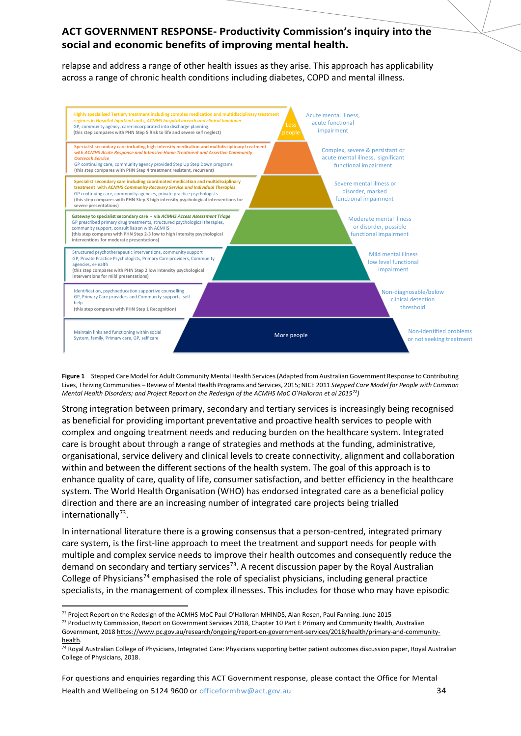relapse and address a range of other health issues as they arise. This approach has applicability across a range of chronic health conditions including diabetes, COPD and mental illness.

| Services | Pyramid | Level of need |
|---|---|---|
| Highly specialised Tertiary treatment including complex medication and multidisciplinary treatment regimes in *Hospital Inpatient units, ACMHS hospital inreach and clinical handover*<br>GP, community agency, carer incorporated into discharge planning<br>(this step compares with PHN Step 5 Risk to life and severe self neglect) | Less people | Acute mental illness, acute functional impairment |
| Specialist secondary care including high-intensity medication and multidisciplinary treatment with *ACMHS Acute Response and Intensive Home Treatment and Assertive Community Outreach Service*<br>GP continuing care, community agency provided Step Up Step Down programs<br>(this step compares with PHN Step 4 treatment resistant, recurrent) | | Complex, severe & persistant or acute mental illness, significant functional impairment |
| Specialist secondary care including coordinated medication and multidisciplinary treatment with *ACMHS Community Recovery Service and Individual Therapies*<br>GP continuing care, community agencies, private practice psychologists<br>(this step compares with PHN Step 3 high intensity psychological interventions for severe presentations) | | Severe mental illness or disorder, marked functional impairment |
| Gateway to specialist secondary care - via *ACMHS Access Assessment Triage*<br>GP prescribed primary drug treatments, structured psychological therapies, community support, consult liaison with ACMHS<br>(this step compares with PHN Step 2-3 low to high intensity psychological interventions for moderate presentations) | | Moderate mental illness or disorder, possible functional impairment |
| Structured psychotherapeutic interventions, community support<br>GP, Private Practice Psychologists, Primary Care providers, Community agencies, eHealth<br>(this step compares with PHN Step 2 low intensity psychological interventions for mild presentations) | | Mild mental illness low level functional impairment |
| Identification, psychoeducation supportive counselling<br>GP, Primary Care providers and Community supports, self help<br>(this step compares with PHN Step 1 Recognition) | | Non-diagnosable/below clinical detection threshold |
| Maintain links and functioning within social System, family, Primary care, GP, self care | More people | Non-identified problems or not seeking treatment |

**Figure 1** Stepped Care Model for Adult Community Mental Health Services (Adapted from Australian Government Response to Contributing Lives, Thriving Communities – Review of Mental Health Programs and Services, 2015; NICE 2011 *Stepped Care Model for People with Common Mental Health Disorders; and Project Report on the Redesign of the ACMHS MoC O'Halloran et al 2015*[72])

Strong integration between primary, secondary and tertiary services is increasingly being recognised as beneficial for providing important preventative and proactive health services to people with complex and ongoing treatment needs and reducing burden on the healthcare system. Integrated care is brought about through a range of strategies and methods at the funding, administrative, organisational, service delivery and clinical levels to create connectivity, alignment and collaboration within and between the different sections of the health system. The goal of this approach is to enhance quality of care, quality of life, consumer satisfaction, and better efficiency in the healthcare system. The World Health Organisation (WHO) has endorsed integrated care as a beneficial policy direction and there are an increasing number of integrated care projects being trialled internationally[73].

In international literature there is a growing consensus that a person-centred, integrated primary care system, is the first-line approach to meet the treatment and support needs for people with multiple and complex service needs to improve their health outcomes and consequently reduce the demand on secondary and tertiary services[73]. A recent discussion paper by the Royal Australian College of Physicians[74] emphasised the role of specialist physicians, including general practice specialists, in the management of complex illnesses. This includes for those who may have episodic

---

[72] Project Report on the Redesign of the ACMHS MoC Paul O'Halloran MHINDS, Alan Rosen, Paul Fanning. June 2015

[73] Productivity Commission, Report on Government Services 2018, Chapter 10 Part E Primary and Community Health, Australian Government, 2018 https://www.pc.gov.au/research/ongoing/report-on-government-services/2018/health/primary-and-community-health.

[74] Royal Australian College of Physicians, Integrated Care: Physicians supporting better patient outcomes discussion paper, Royal Australian College of Physicians, 2018.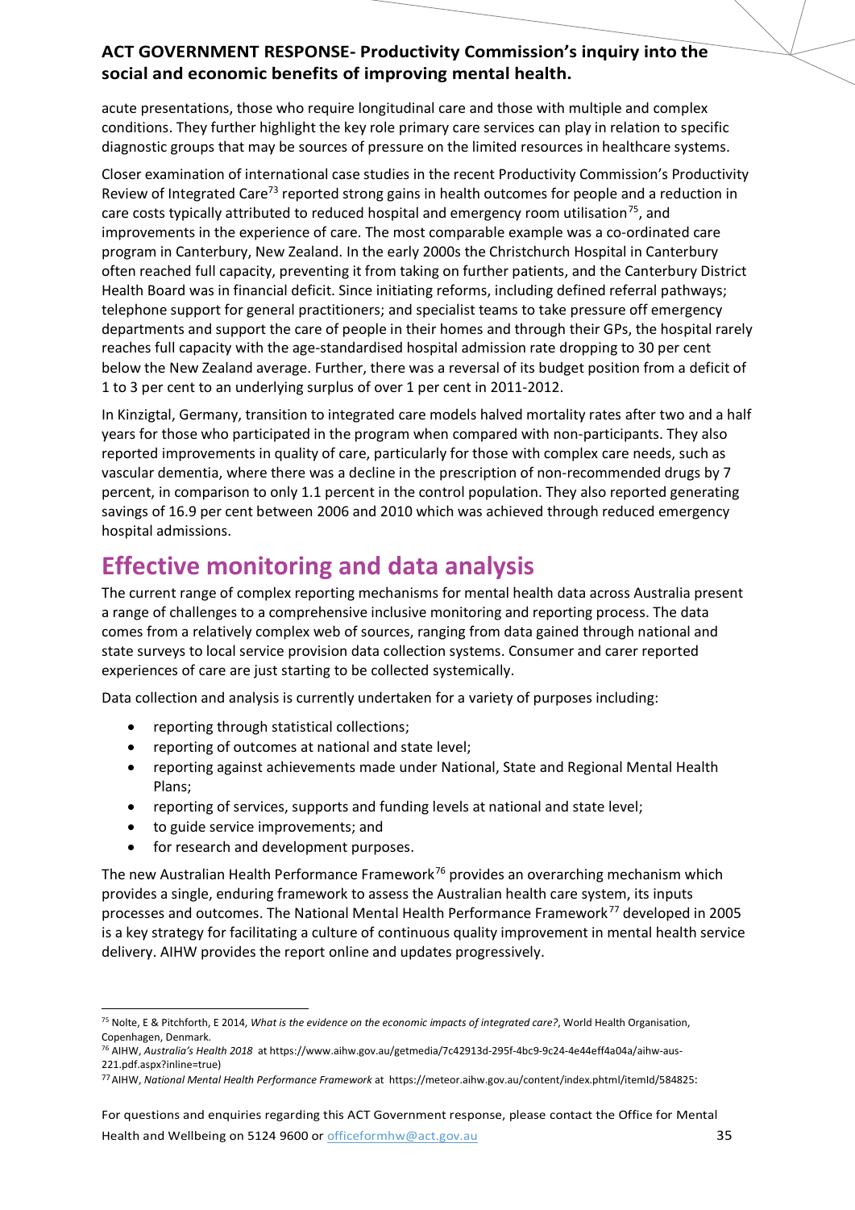acute presentations, those who require longitudinal care and those with multiple and complex conditions. They further highlight the key role primary care services can play in relation to specific diagnostic groups that may be sources of pressure on the limited resources in healthcare systems.

Closer examination of international case studies in the recent Productivity Commission's Productivity Review of Integrated Care[73] reported strong gains in health outcomes for people and a reduction in care costs typically attributed to reduced hospital and emergency room utilisation[75], and improvements in the experience of care. The most comparable example was a co-ordinated care program in Canterbury, New Zealand. In the early 2000s the Christchurch Hospital in Canterbury often reached full capacity, preventing it from taking on further patients, and the Canterbury District Health Board was in financial deficit. Since initiating reforms, including defined referral pathways; telephone support for general practitioners; and specialist teams to take pressure off emergency departments and support the care of people in their homes and through their GPs, the hospital rarely reaches full capacity with the age-standardised hospital admission rate dropping to 30 per cent below the New Zealand average. Further, there was a reversal of its budget position from a deficit of 1 to 3 per cent to an underlying surplus of over 1 per cent in 2011-2012.

In Kinzigtal, Germany, transition to integrated care models halved mortality rates after two and a half years for those who participated in the program when compared with non-participants. They also reported improvements in quality of care, particularly for those with complex care needs, such as vascular dementia, where there was a decline in the prescription of non-recommended drugs by 7 percent, in comparison to only 1.1 percent in the control population. They also reported generating savings of 16.9 per cent between 2006 and 2010 which was achieved through reduced emergency hospital admissions.

# Effective monitoring and data analysis

The current range of complex reporting mechanisms for mental health data across Australia present a range of challenges to a comprehensive inclusive monitoring and reporting process. The data comes from a relatively complex web of sources, ranging from data gained through national and state surveys to local service provision data collection systems. Consumer and carer reported experiences of care are just starting to be collected systemically.

Data collection and analysis is currently undertaken for a variety of purposes including:

- reporting through statistical collections;
- reporting of outcomes at national and state level;
- reporting against achievements made under National, State and Regional Mental Health Plans;
- reporting of services, supports and funding levels at national and state level;
- to guide service improvements; and
- for research and development purposes.

The new Australian Health Performance Framework[76] provides an overarching mechanism which provides a single, enduring framework to assess the Australian health care system, its inputs processes and outcomes. The National Mental Health Performance Framework[77] developed in 2005 is a key strategy for facilitating a culture of continuous quality improvement in mental health service delivery. AIHW provides the report online and updates progressively.

---

[75] Nolte, E & Pitchforth, E 2014, *What is the evidence on the economic impacts of integrated care?*, World Health Organisation, Copenhagen, Denmark.

[76] AIHW, *Australia's Health 2018* at https://www.aihw.gov.au/getmedia/7c42913d-295f-4bc9-9c24-4e44eff4a04a/aihw-aus-221.pdf.aspx?inline=true)

[77] AIHW, *National Mental Health Performance Framework* at https://meteor.aihw.gov.au/content/index.phtml/itemId/584825:

For questions and enquiries regarding this ACT Government response, please contact the Office for Mental Health and Wellbeing on 5124 9600 or officeformhw@act.gov.au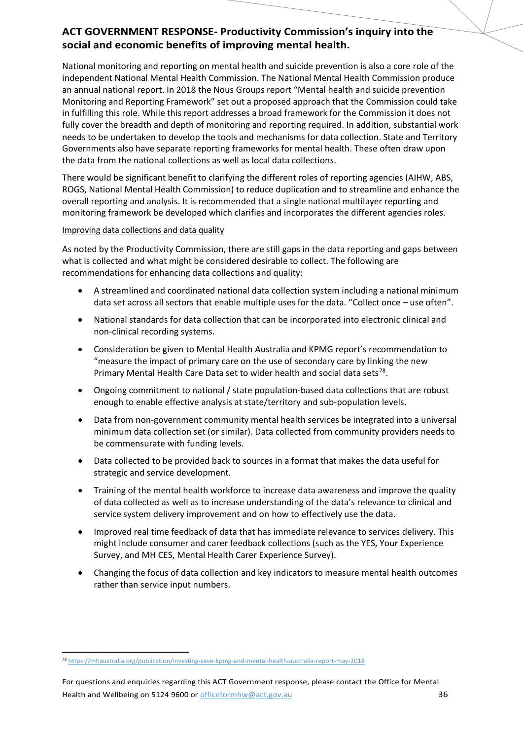## ACT GOVERNMENT RESPONSE- Productivity Commission's inquiry into the social and economic benefits of improving mental health.

National monitoring and reporting on mental health and suicide prevention is also a core role of the independent National Mental Health Commission. The National Mental Health Commission produce an annual national report. In 2018 the Nous Groups report "Mental health and suicide prevention Monitoring and Reporting Framework" set out a proposed approach that the Commission could take in fulfilling this role. While this report addresses a broad framework for the Commission it does not fully cover the breadth and depth of monitoring and reporting required. In addition, substantial work needs to be undertaken to develop the tools and mechanisms for data collection. State and Territory Governments also have separate reporting frameworks for mental health. These often draw upon the data from the national collections as well as local data collections.

There would be significant benefit to clarifying the different roles of reporting agencies (AIHW, ABS, ROGS, National Mental Health Commission) to reduce duplication and to streamline and enhance the overall reporting and analysis. It is recommended that a single national multilayer reporting and monitoring framework be developed which clarifies and incorporates the different agencies roles.

<u>Improving data collections and data quality</u>

As noted by the Productivity Commission, there are still gaps in the data reporting and gaps between what is collected and what might be considered desirable to collect. The following are recommendations for enhancing data collections and quality:

- A streamlined and coordinated national data collection system including a national minimum data set across all sectors that enable multiple uses for the data. "Collect once – use often".
- National standards for data collection that can be incorporated into electronic clinical and non-clinical recording systems.
- Consideration be given to Mental Health Australia and KPMG report's recommendation to "measure the impact of primary care on the use of secondary care by linking the new Primary Mental Health Care Data set to wider health and social data sets[78].
- Ongoing commitment to national / state population-based data collections that are robust enough to enable effective analysis at state/territory and sub-population levels.
- Data from non-government community mental health services be integrated into a universal minimum data collection set (or similar). Data collected from community providers needs to be commensurate with funding levels.
- Data collected to be provided back to sources in a format that makes the data useful for strategic and service development.
- Training of the mental health workforce to increase data awareness and improve the quality of data collected as well as to increase understanding of the data's relevance to clinical and service system delivery improvement and on how to effectively use the data.
- Improved real time feedback of data that has immediate relevance to services delivery. This might include consumer and carer feedback collections (such as the YES, Your Experience Survey, and MH CES, Mental Health Carer Experience Survey).
- Changing the focus of data collection and key indicators to measure mental health outcomes rather than service input numbers.

---

[78] https://mhaustralia.org/publication/investing-save-kpmg-and-mental-health-australia-report-may-2018

For questions and enquiries regarding this ACT Government response, please contact the Office for Mental Health and Wellbeing on 5124 9600 or officeformhw@act.gov.au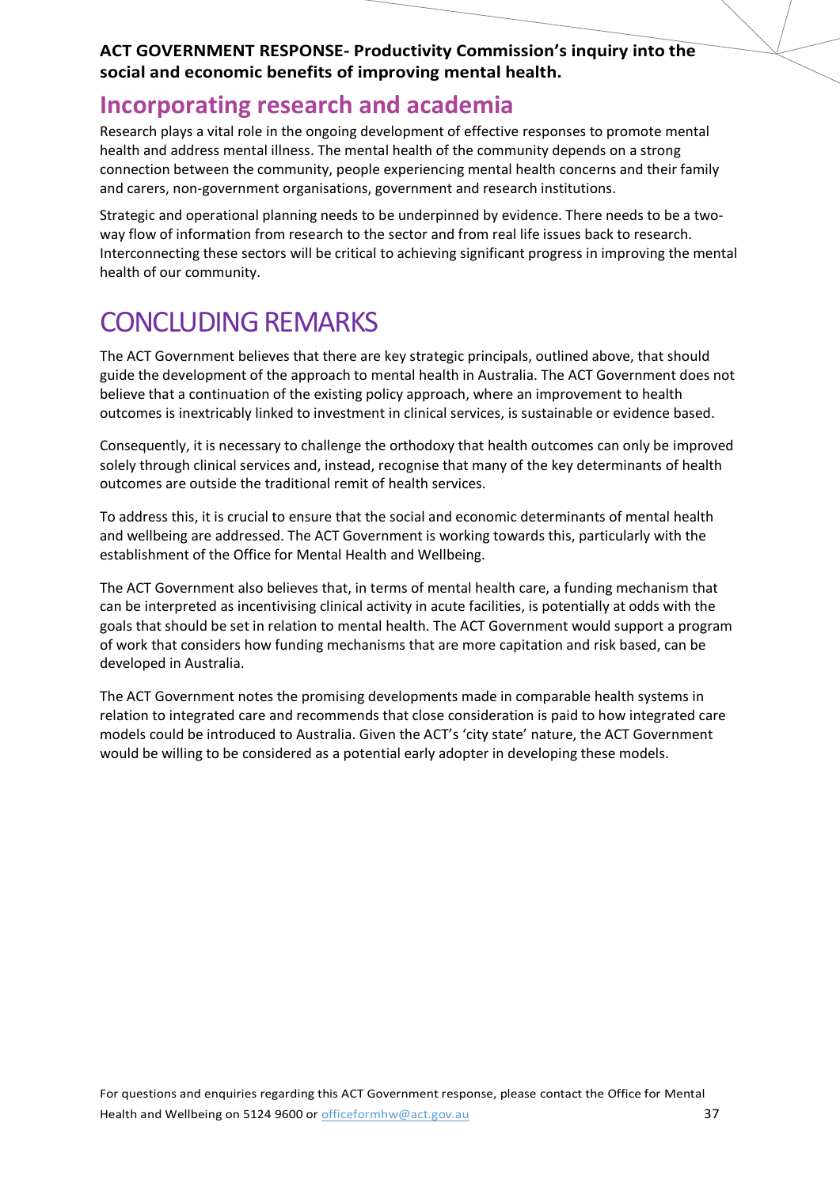## Incorporating research and academia

Research plays a vital role in the ongoing development of effective responses to promote mental health and address mental illness. The mental health of the community depends on a strong connection between the community, people experiencing mental health concerns and their family and carers, non-government organisations, government and research institutions.

Strategic and operational planning needs to be underpinned by evidence. There needs to be a two-way flow of information from research to the sector and from real life issues back to research. Interconnecting these sectors will be critical to achieving significant progress in improving the mental health of our community.

# CONCLUDING REMARKS

The ACT Government believes that there are key strategic principals, outlined above, that should guide the development of the approach to mental health in Australia. The ACT Government does not believe that a continuation of the existing policy approach, where an improvement to health outcomes is inextricably linked to investment in clinical services, is sustainable or evidence based.

Consequently, it is necessary to challenge the orthodoxy that health outcomes can only be improved solely through clinical services and, instead, recognise that many of the key determinants of health outcomes are outside the traditional remit of health services.

To address this, it is crucial to ensure that the social and economic determinants of mental health and wellbeing are addressed. The ACT Government is working towards this, particularly with the establishment of the Office for Mental Health and Wellbeing.

The ACT Government also believes that, in terms of mental health care, a funding mechanism that can be interpreted as incentivising clinical activity in acute facilities, is potentially at odds with the goals that should be set in relation to mental health. The ACT Government would support a program of work that considers how funding mechanisms that are more capitation and risk based, can be developed in Australia.

The ACT Government notes the promising developments made in comparable health systems in relation to integrated care and recommends that close consideration is paid to how integrated care models could be introduced to Australia. Given the ACT's 'city state' nature, the ACT Government would be willing to be considered as a potential early adopter in developing these models.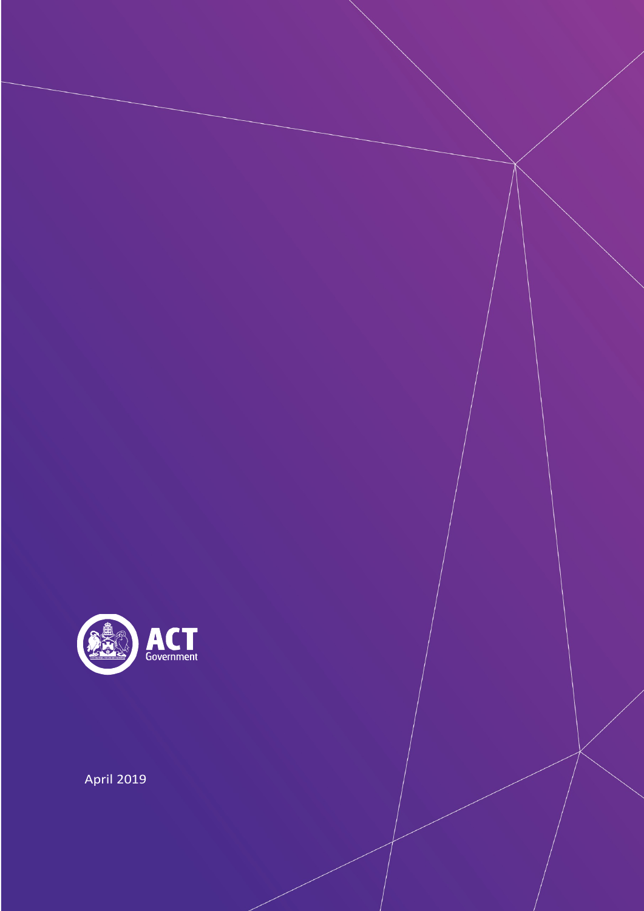ACT Government

April 2019